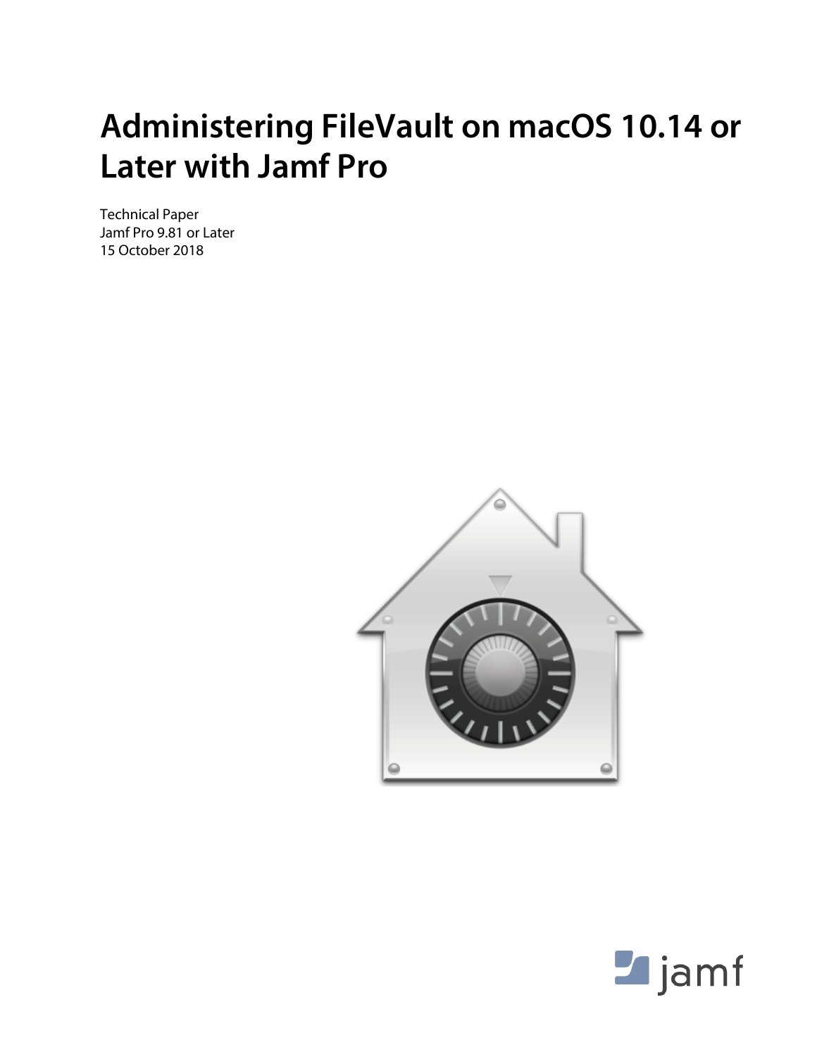# Administering FileVault on macOS 10.14 or Later with Jamf Pro

Technical Paper
Jamf Pro 9.81 or Later
15 October 2018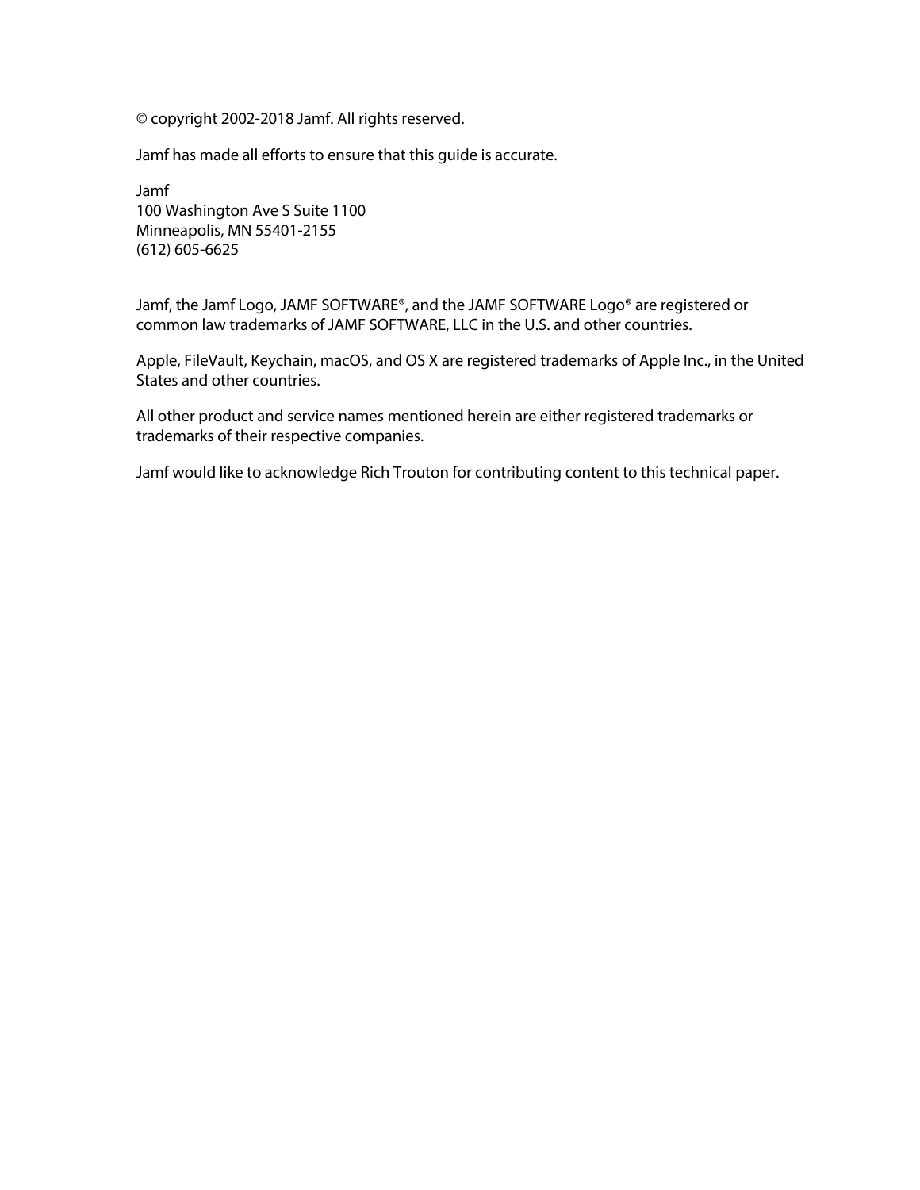© copyright 2002-2018 Jamf. All rights reserved.

Jamf has made all efforts to ensure that this guide is accurate.

Jamf  
100 Washington Ave S Suite 1100  
Minneapolis, MN 55401-2155  
(612) 605-6625

Jamf, the Jamf Logo, JAMF SOFTWARE®, and the JAMF SOFTWARE Logo® are registered or common law trademarks of JAMF SOFTWARE, LLC in the U.S. and other countries.

Apple, FileVault, Keychain, macOS, and OS X are registered trademarks of Apple Inc., in the United States and other countries.

All other product and service names mentioned herein are either registered trademarks or trademarks of their respective companies.

Jamf would like to acknowledge Rich Trouton for contributing content to this technical paper.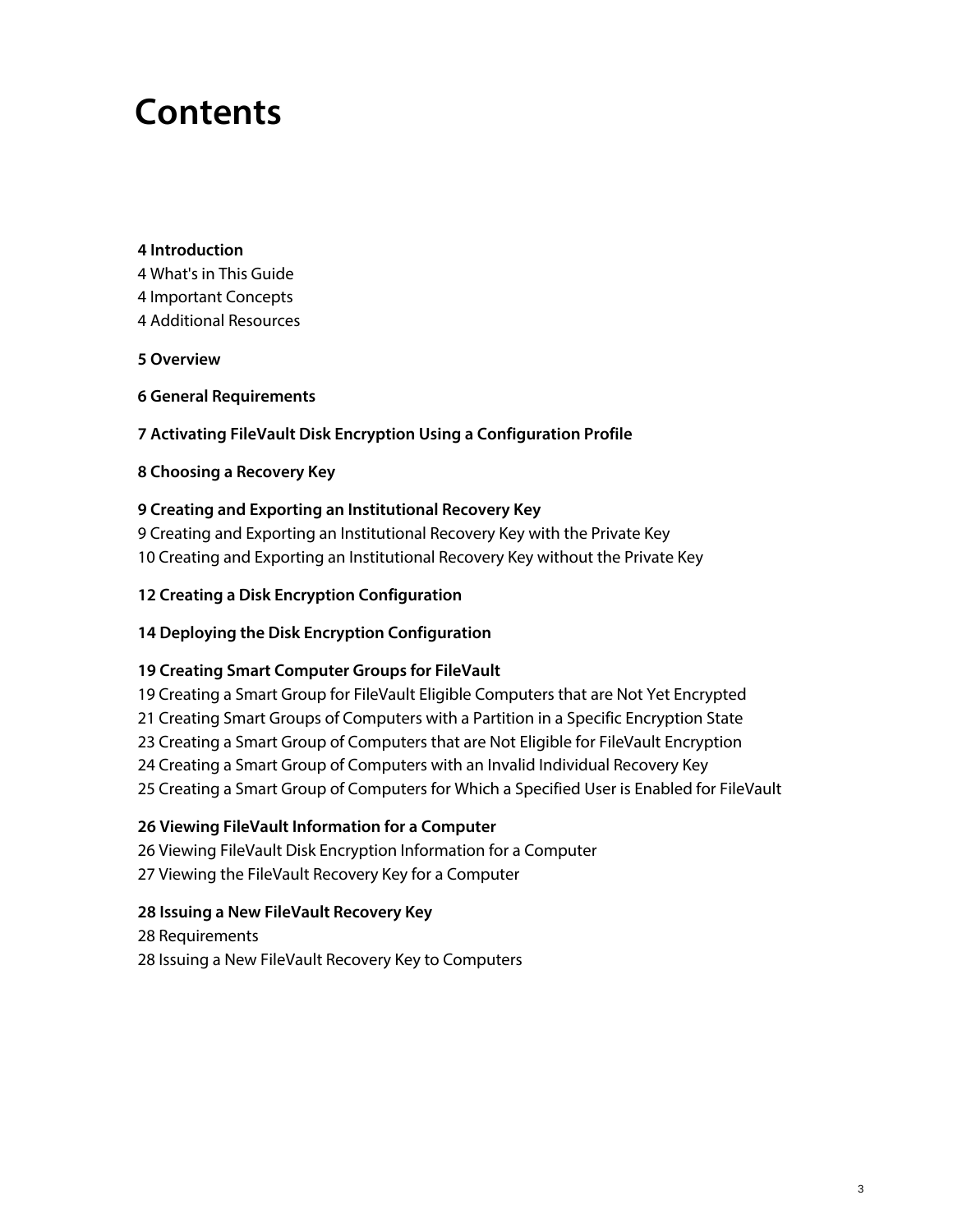# Contents

**4 Introduction**
4 What's in This Guide
4 Important Concepts
4 Additional Resources

**5 Overview**

**6 General Requirements**

**7 Activating FileVault Disk Encryption Using a Configuration Profile**

**8 Choosing a Recovery Key**

**9 Creating and Exporting an Institutional Recovery Key**
9 Creating and Exporting an Institutional Recovery Key with the Private Key
10 Creating and Exporting an Institutional Recovery Key without the Private Key

**12 Creating a Disk Encryption Configuration**

**14 Deploying the Disk Encryption Configuration**

**19 Creating Smart Computer Groups for FileVault**
19 Creating a Smart Group for FileVault Eligible Computers that are Not Yet Encrypted
21 Creating Smart Groups of Computers with a Partition in a Specific Encryption State
23 Creating a Smart Group of Computers that are Not Eligible for FileVault Encryption
24 Creating a Smart Group of Computers with an Invalid Individual Recovery Key
25 Creating a Smart Group of Computers for Which a Specified User is Enabled for FileVault

**26 Viewing FileVault Information for a Computer**
26 Viewing FileVault Disk Encryption Information for a Computer
27 Viewing the FileVault Recovery Key for a Computer

**28 Issuing a New FileVault Recovery Key**
28 Requirements
28 Issuing a New FileVault Recovery Key to Computers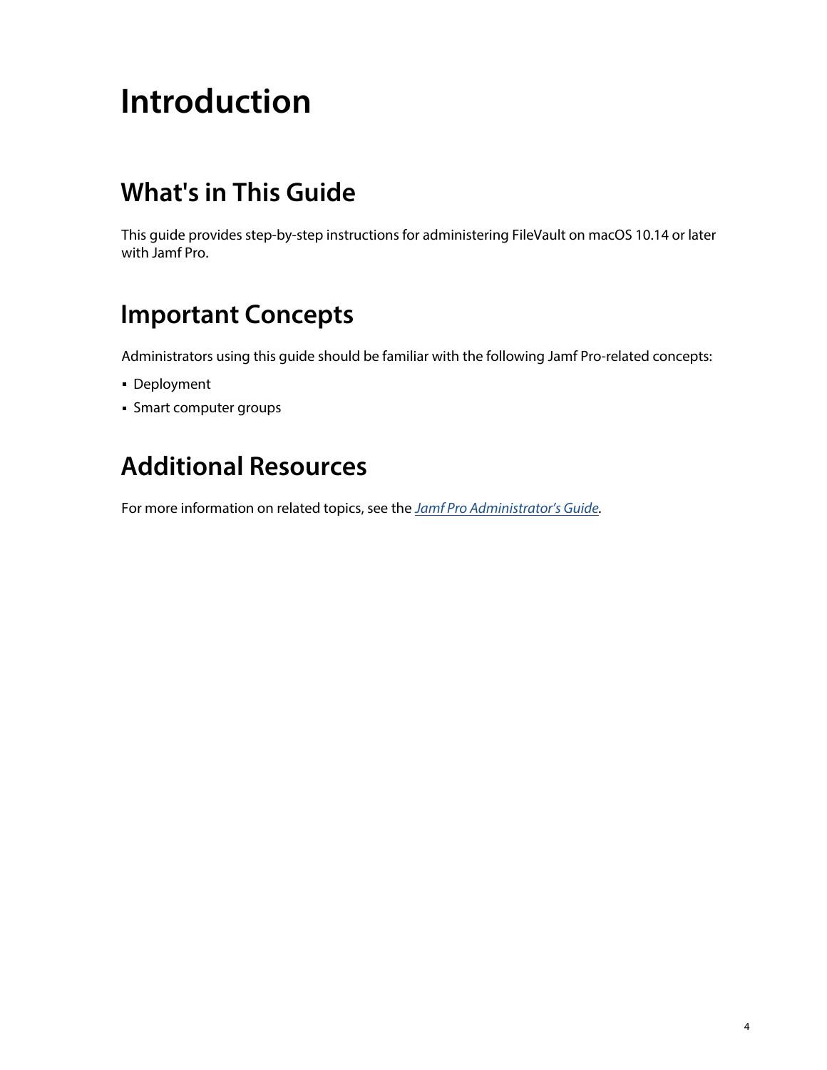# Introduction

## What's in This Guide

This guide provides step-by-step instructions for administering FileVault on macOS 10.14 or later with Jamf Pro.

## Important Concepts

Administrators using this guide should be familiar with the following Jamf Pro-related concepts:

- Deployment
- Smart computer groups

## Additional Resources

For more information on related topics, see the *Jamf Pro Administrator's Guide*.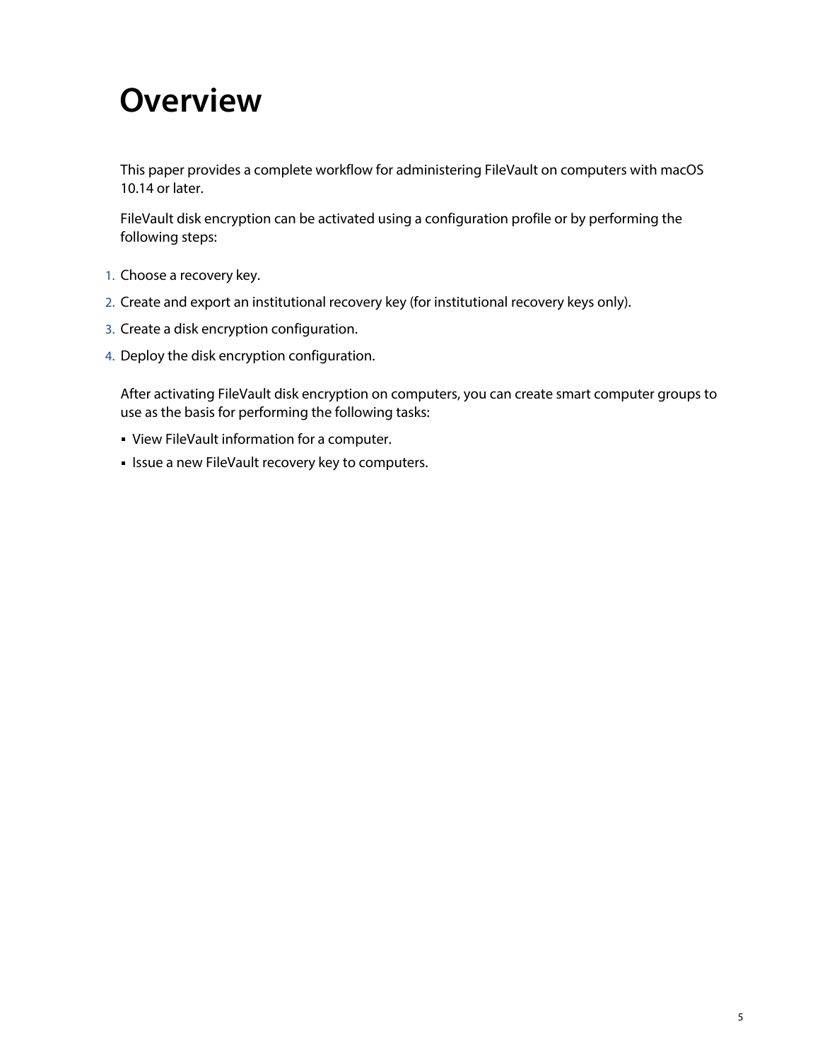# Overview

This paper provides a complete workflow for administering FileVault on computers with macOS 10.14 or later.

FileVault disk encryption can be activated using a configuration profile or by performing the following steps:

1. Choose a recovery key.
2. Create and export an institutional recovery key (for institutional recovery keys only).
3. Create a disk encryption configuration.
4. Deploy the disk encryption configuration.

After activating FileVault disk encryption on computers, you can create smart computer groups to use as the basis for performing the following tasks:

- View FileVault information for a computer.
- Issue a new FileVault recovery key to computers.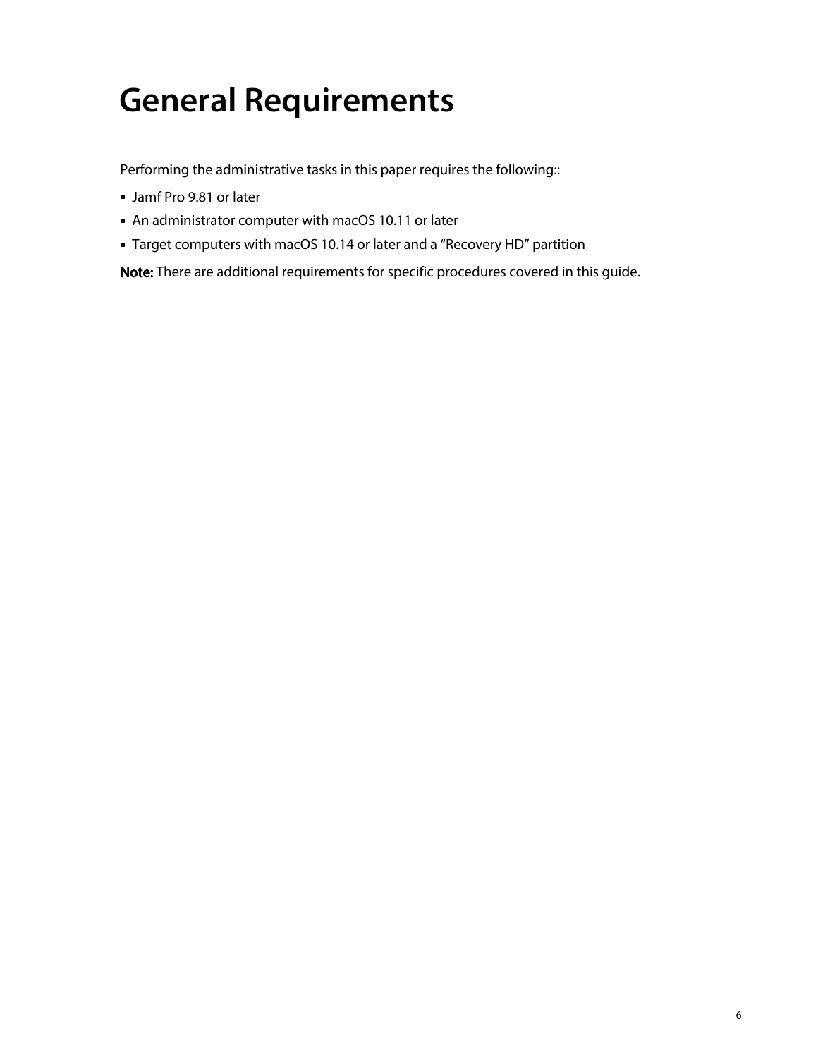# General Requirements

Performing the administrative tasks in this paper requires the following::

- Jamf Pro 9.81 or later
- An administrator computer with macOS 10.11 or later
- Target computers with macOS 10.14 or later and a “Recovery HD” partition

**Note:** There are additional requirements for specific procedures covered in this guide.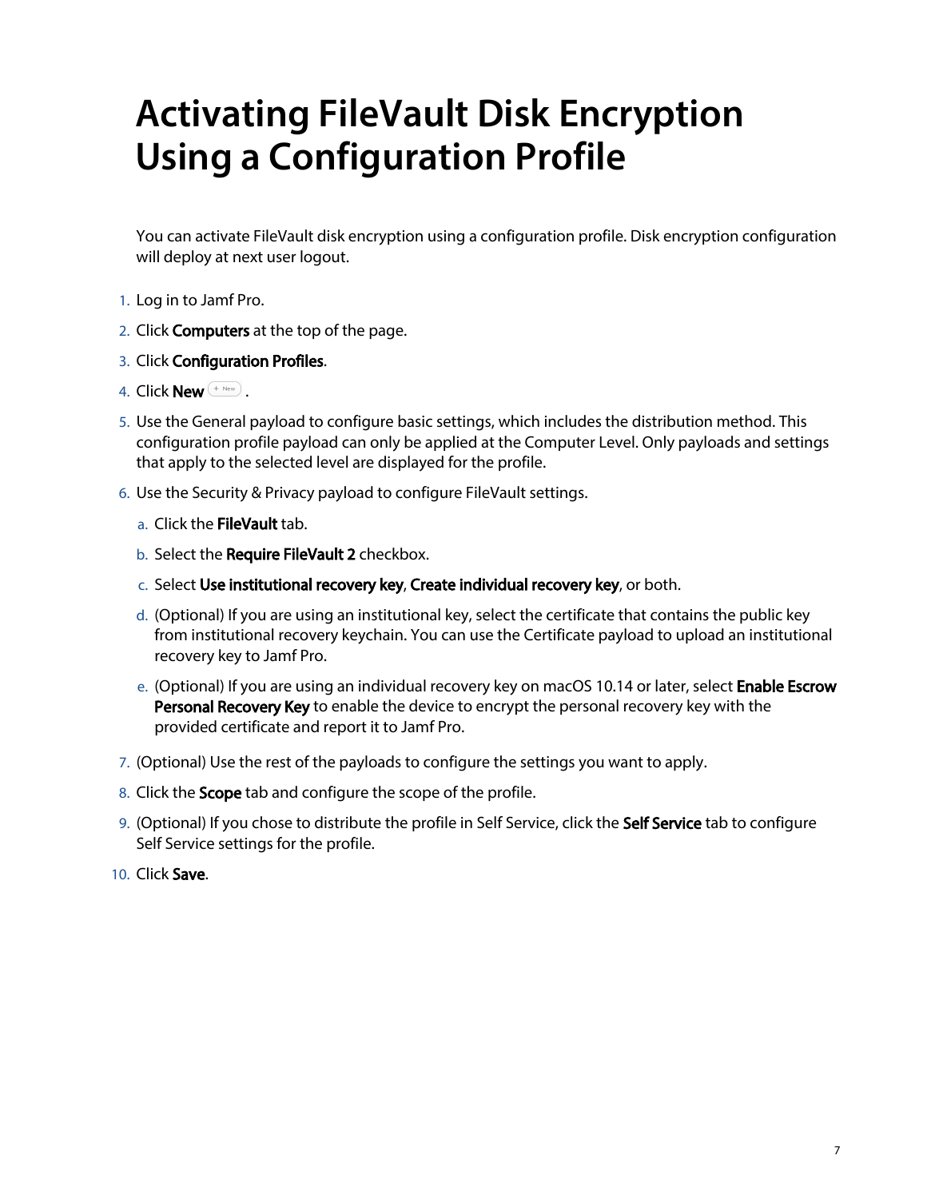# Activating FileVault Disk Encryption Using a Configuration Profile

You can activate FileVault disk encryption using a configuration profile. Disk encryption configuration will deploy at next user logout.

1. Log in to Jamf Pro.
2. Click **Computers** at the top of the page.
3. Click **Configuration Profiles**.
4. Click **New** .
5. Use the General payload to configure basic settings, which includes the distribution method. This configuration profile payload can only be applied at the Computer Level. Only payloads and settings that apply to the selected level are displayed for the profile.
6. Use the Security & Privacy payload to configure FileVault settings.
   a. Click the **FileVault** tab.
   b. Select the **Require FileVault 2** checkbox.
   c. Select **Use institutional recovery key**, **Create individual recovery key**, or both.
   d. (Optional) If you are using an institutional key, select the certificate that contains the public key from institutional recovery keychain. You can use the Certificate payload to upload an institutional recovery key to Jamf Pro.
   e. (Optional) If you are using an individual recovery key on macOS 10.14 or later, select **Enable Escrow Personal Recovery Key** to enable the device to encrypt the personal recovery key with the provided certificate and report it to Jamf Pro.
7. (Optional) Use the rest of the payloads to configure the settings you want to apply.
8. Click the **Scope** tab and configure the scope of the profile.
9. (Optional) If you chose to distribute the profile in Self Service, click the **Self Service** tab to configure Self Service settings for the profile.
10. Click **Save**.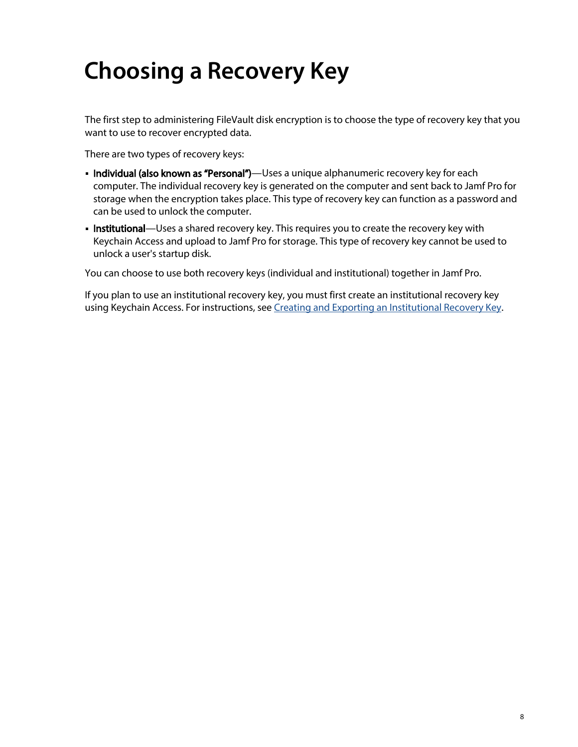# Choosing a Recovery Key

The first step to administering FileVault disk encryption is to choose the type of recovery key that you want to use to recover encrypted data.

There are two types of recovery keys:

- **Individual (also known as "Personal")**—Uses a unique alphanumeric recovery key for each computer. The individual recovery key is generated on the computer and sent back to Jamf Pro for storage when the encryption takes place. This type of recovery key can function as a password and can be used to unlock the computer.
- **Institutional**—Uses a shared recovery key. This requires you to create the recovery key with Keychain Access and upload to Jamf Pro for storage. This type of recovery key cannot be used to unlock a user's startup disk.

You can choose to use both recovery keys (individual and institutional) together in Jamf Pro.

If you plan to use an institutional recovery key, you must first create an institutional recovery key using Keychain Access. For instructions, see Creating and Exporting an Institutional Recovery Key.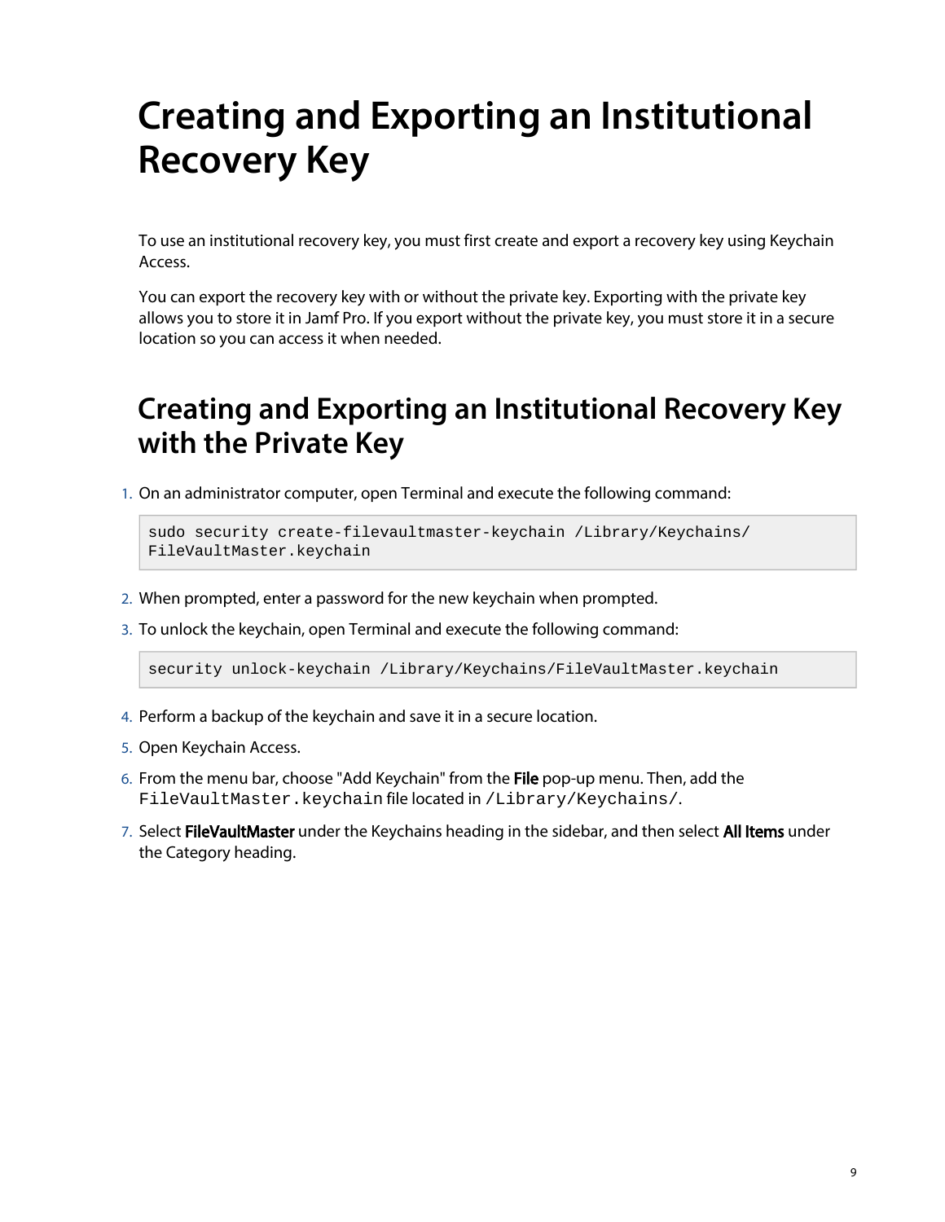# Creating and Exporting an Institutional Recovery Key

To use an institutional recovery key, you must first create and export a recovery key using Keychain Access.

You can export the recovery key with or without the private key. Exporting with the private key allows you to store it in Jamf Pro. If you export without the private key, you must store it in a secure location so you can access it when needed.

## Creating and Exporting an Institutional Recovery Key with the Private Key

1. On an administrator computer, open Terminal and execute the following command:

   ```
   sudo security create-filevaultmaster-keychain /Library/Keychains/
   FileVaultMaster.keychain
   ```

2. When prompted, enter a password for the new keychain when prompted.
3. To unlock the keychain, open Terminal and execute the following command:

   ```
   security unlock-keychain /Library/Keychains/FileVaultMaster.keychain
   ```

4. Perform a backup of the keychain and save it in a secure location.
5. Open Keychain Access.
6. From the menu bar, choose "Add Keychain" from the **File** pop-up menu. Then, add the `FileVaultMaster.keychain` file located in `/Library/Keychains/`.
7. Select **FileVaultMaster** under the Keychains heading in the sidebar, and then select **All Items** under the Category heading.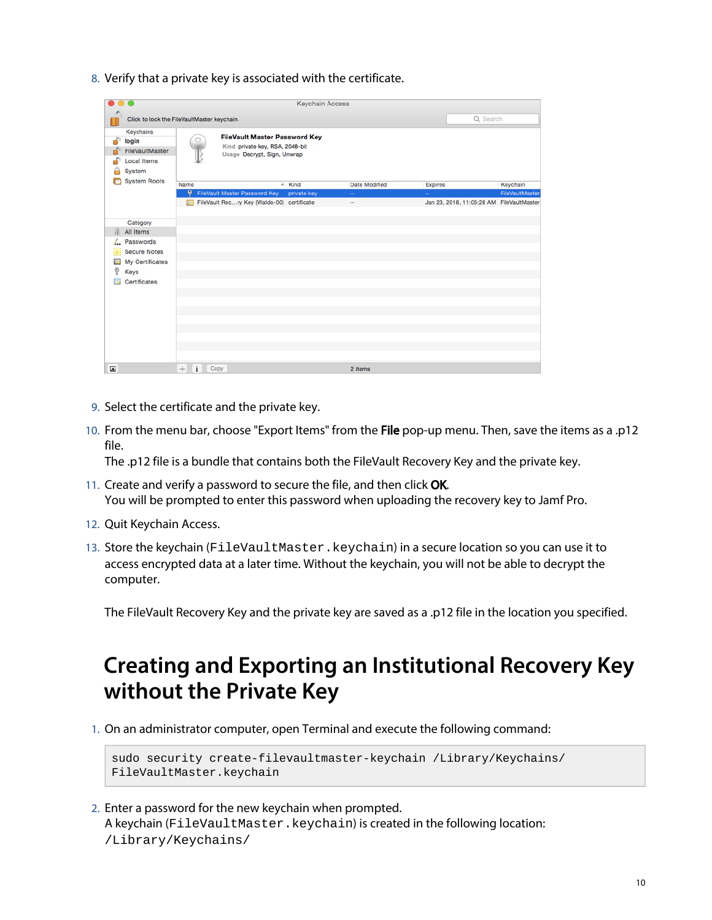8. Verify that a private key is associated with the certificate.

9. Select the certificate and the private key.

10. From the menu bar, choose "Export Items" from the **File** pop-up menu. Then, save the items as a .p12 file.
    The .p12 file is a bundle that contains both the FileVault Recovery Key and the private key.

11. Create and verify a password to secure the file, and then click **OK**.
    You will be prompted to enter this password when uploading the recovery key to Jamf Pro.

12. Quit Keychain Access.

13. Store the keychain (`FileVaultMaster.keychain`) in a secure location so you can use it to access encrypted data at a later time. Without the keychain, you will not be able to decrypt the computer.

    The FileVault Recovery Key and the private key are saved as a .p12 file in the location you specified.

# Creating and Exporting an Institutional Recovery Key without the Private Key

1. On an administrator computer, open Terminal and execute the following command:

```
sudo security create-filevaultmaster-keychain /Library/Keychains/
FileVaultMaster.keychain
```

2. Enter a password for the new keychain when prompted.
   A keychain (`FileVaultMaster.keychain`) is created in the following location:
   `/Library/Keychains/`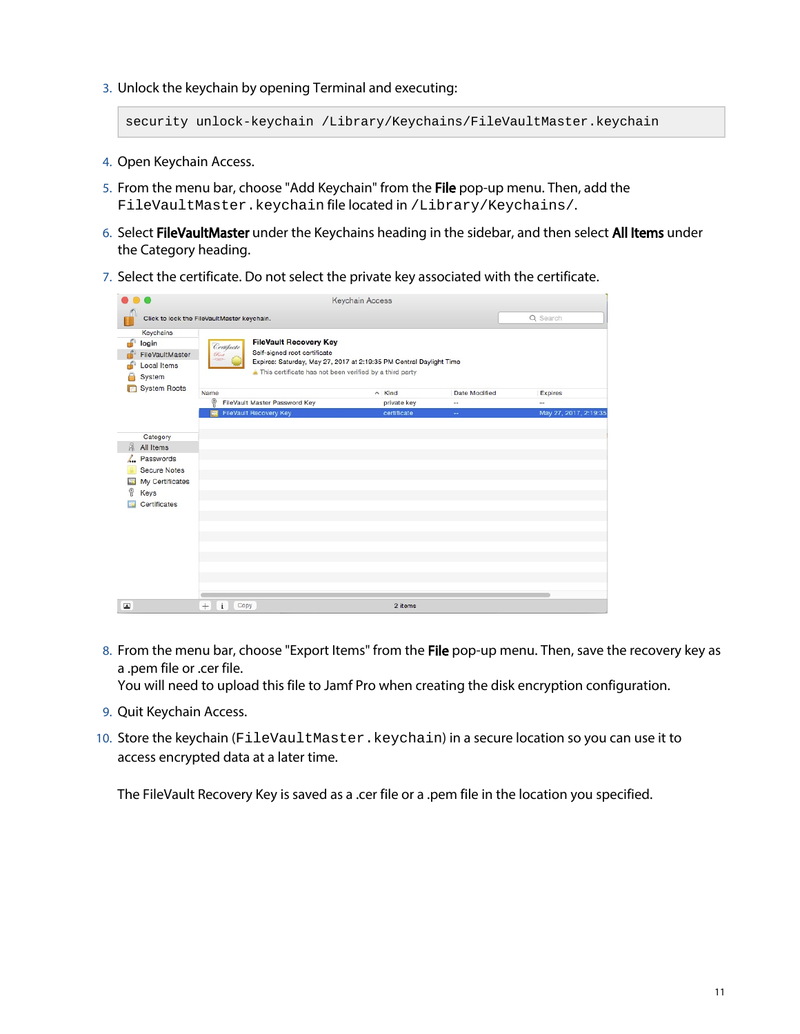3. Unlock the keychain by opening Terminal and executing:

```
security unlock-keychain /Library/Keychains/FileVaultMaster.keychain
```

4. Open Keychain Access.
5. From the menu bar, choose "Add Keychain" from the **File** pop-up menu. Then, add the `FileVaultMaster.keychain` file located in `/Library/Keychains/`.
6. Select **FileVaultMaster** under the Keychains heading in the sidebar, and then select **All Items** under the Category heading.
7. Select the certificate. Do not select the private key associated with the certificate.

8. From the menu bar, choose "Export Items" from the **File** pop-up menu. Then, save the recovery key as a .pem file or .cer file.
   You will need to upload this file to Jamf Pro when creating the disk encryption configuration.
9. Quit Keychain Access.
10. Store the keychain (`FileVaultMaster.keychain`) in a secure location so you can use it to access encrypted data at a later time.

The FileVault Recovery Key is saved as a .cer file or a .pem file in the location you specified.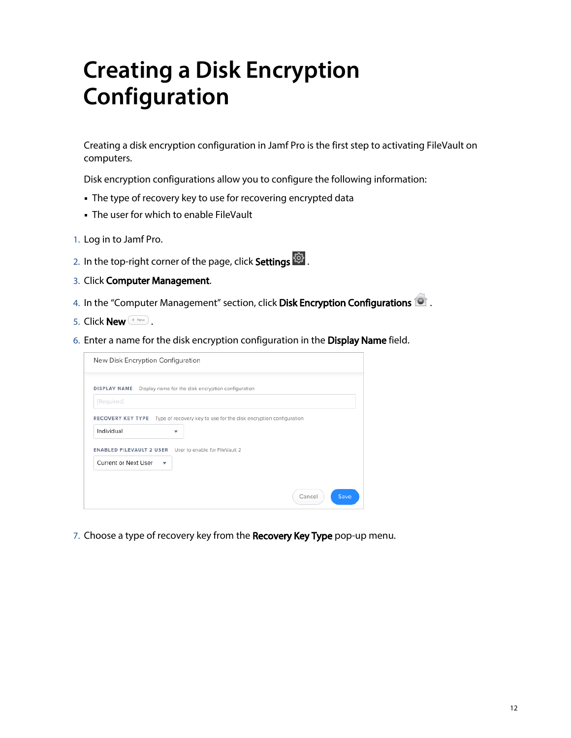# Creating a Disk Encryption Configuration

Creating a disk encryption configuration in Jamf Pro is the first step to activating FileVault on computers.

Disk encryption configurations allow you to configure the following information:

- The type of recovery key to use for recovering encrypted data
- The user for which to enable FileVault

1. Log in to Jamf Pro.
2. In the top-right corner of the page, click **Settings** .
3. Click **Computer Management**.
4. In the "Computer Management" section, click **Disk Encryption Configurations** .
5. Click **New** .
6. Enter a name for the disk encryption configuration in the **Display Name** field.

New Disk Encryption Configuration

DISPLAY NAME Display name for the disk encryption configuration

[Required]

RECOVERY KEY TYPE Type of recovery key to use for the disk encryption configuration

Individual

ENABLED FILEVAULT 2 USER User to enable for FileVault 2

Current or Next User

Cancel Save

7. Choose a type of recovery key from the **Recovery Key Type** pop-up menu.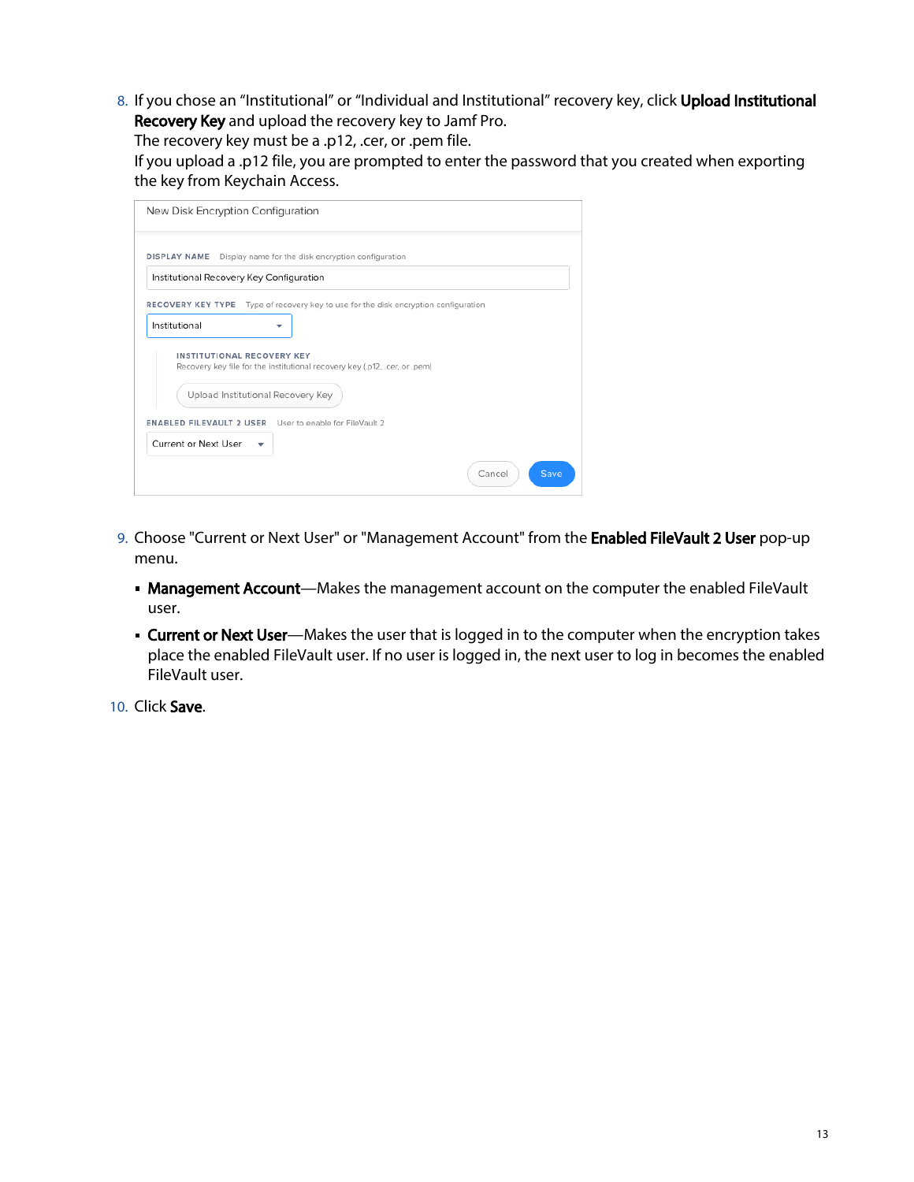8. If you chose an "Institutional" or "Individual and Institutional" recovery key, click **Upload Institutional Recovery Key** and upload the recovery key to Jamf Pro.
   The recovery key must be a .p12, .cer, or .pem file.
   If you upload a .p12 file, you are prompted to enter the password that you created when exporting the key from Keychain Access.

   New Disk Encryption Configuration

   DISPLAY NAME Display name for the disk encryption configuration

   Institutional Recovery Key Configuration

   RECOVERY KEY TYPE Type of recovery key to use for the disk encryption configuration

   Institutional

   INSTITUTIONAL RECOVERY KEY
   Recovery key file for the institutional recovery key (.p12, .cer, or .pem)

   Upload Institutional Recovery Key

   ENABLED FILEVAULT 2 USER User to enable for FileVault 2

   Current or Next User

   Cancel Save

9. Choose "Current or Next User" or "Management Account" from the **Enabled FileVault 2 User** pop-up menu.
   - **Management Account**—Makes the management account on the computer the enabled FileVault user.
   - **Current or Next User**—Makes the user that is logged in to the computer when the encryption takes place the enabled FileVault user. If no user is logged in, the next user to log in becomes the enabled FileVault user.
10. Click **Save**.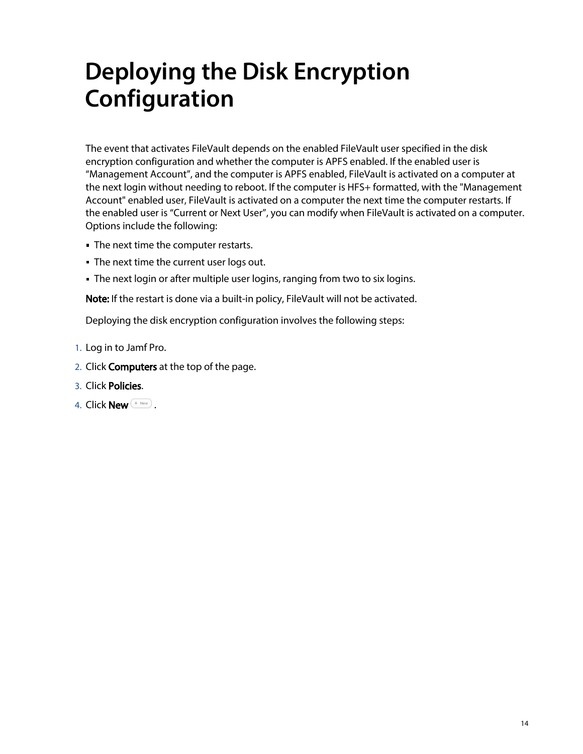# Deploying the Disk Encryption Configuration

The event that activates FileVault depends on the enabled FileVault user specified in the disk encryption configuration and whether the computer is APFS enabled. If the enabled user is "Management Account", and the computer is APFS enabled, FileVault is activated on a computer at the next login without needing to reboot. If the computer is HFS+ formatted, with the "Management Account" enabled user, FileVault is activated on a computer the next time the computer restarts. If the enabled user is "Current or Next User", you can modify when FileVault is activated on a computer. Options include the following:

- The next time the computer restarts.
- The next time the current user logs out.
- The next login or after multiple user logins, ranging from two to six logins.

**Note:** If the restart is done via a built-in policy, FileVault will not be activated.

Deploying the disk encryption configuration involves the following steps:

1. Log in to Jamf Pro.
2. Click **Computers** at the top of the page.
3. Click **Policies**.
4. Click **New** + New .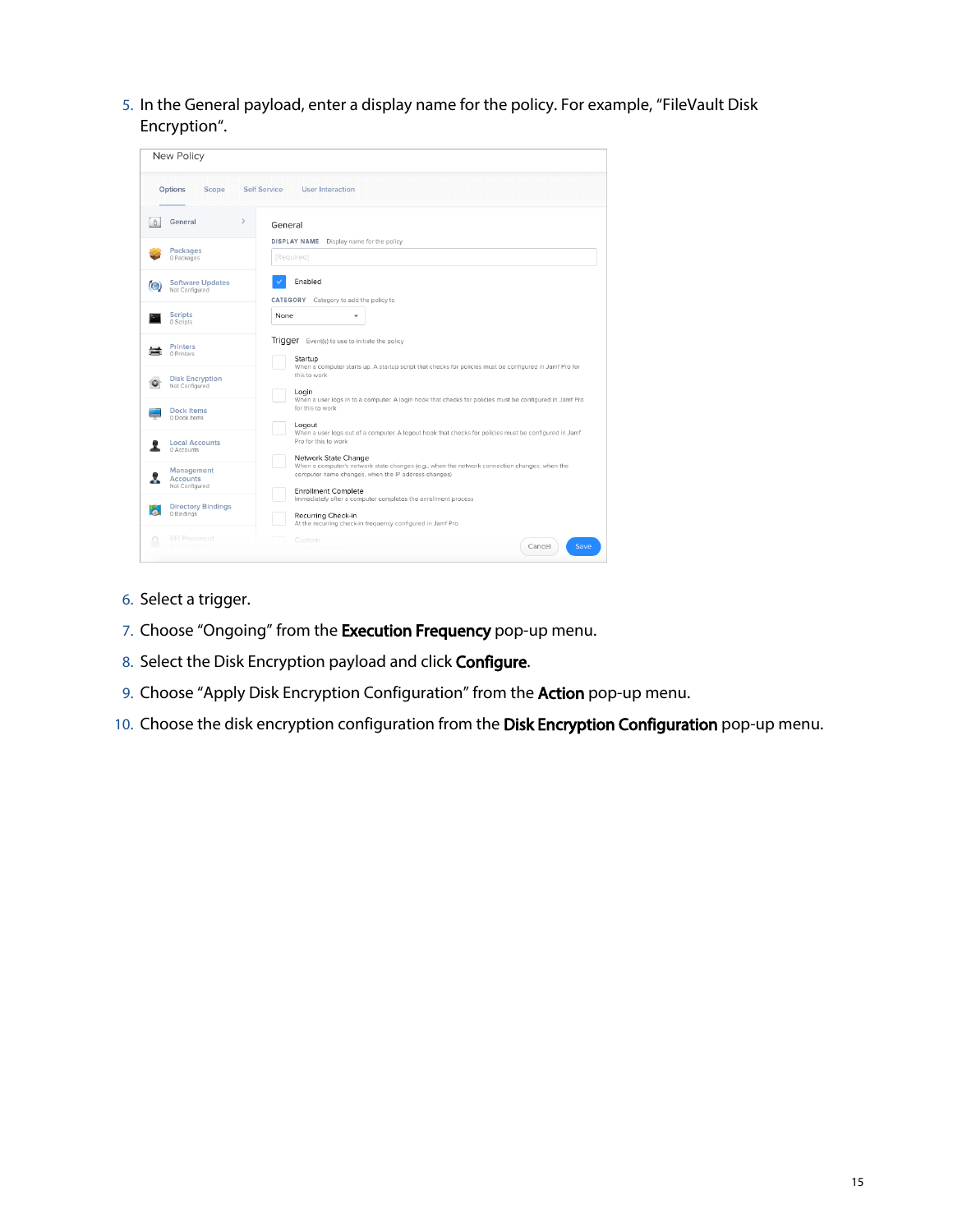5. In the General payload, enter a display name for the policy. For example, “FileVault Disk Encryption“.

6. Select a trigger.
7. Choose “Ongoing” from the **Execution Frequency** pop-up menu.
8. Select the Disk Encryption payload and click **Configure**.
9. Choose “Apply Disk Encryption Configuration” from the **Action** pop-up menu.
10. Choose the disk encryption configuration from the **Disk Encryption Configuration** pop-up menu.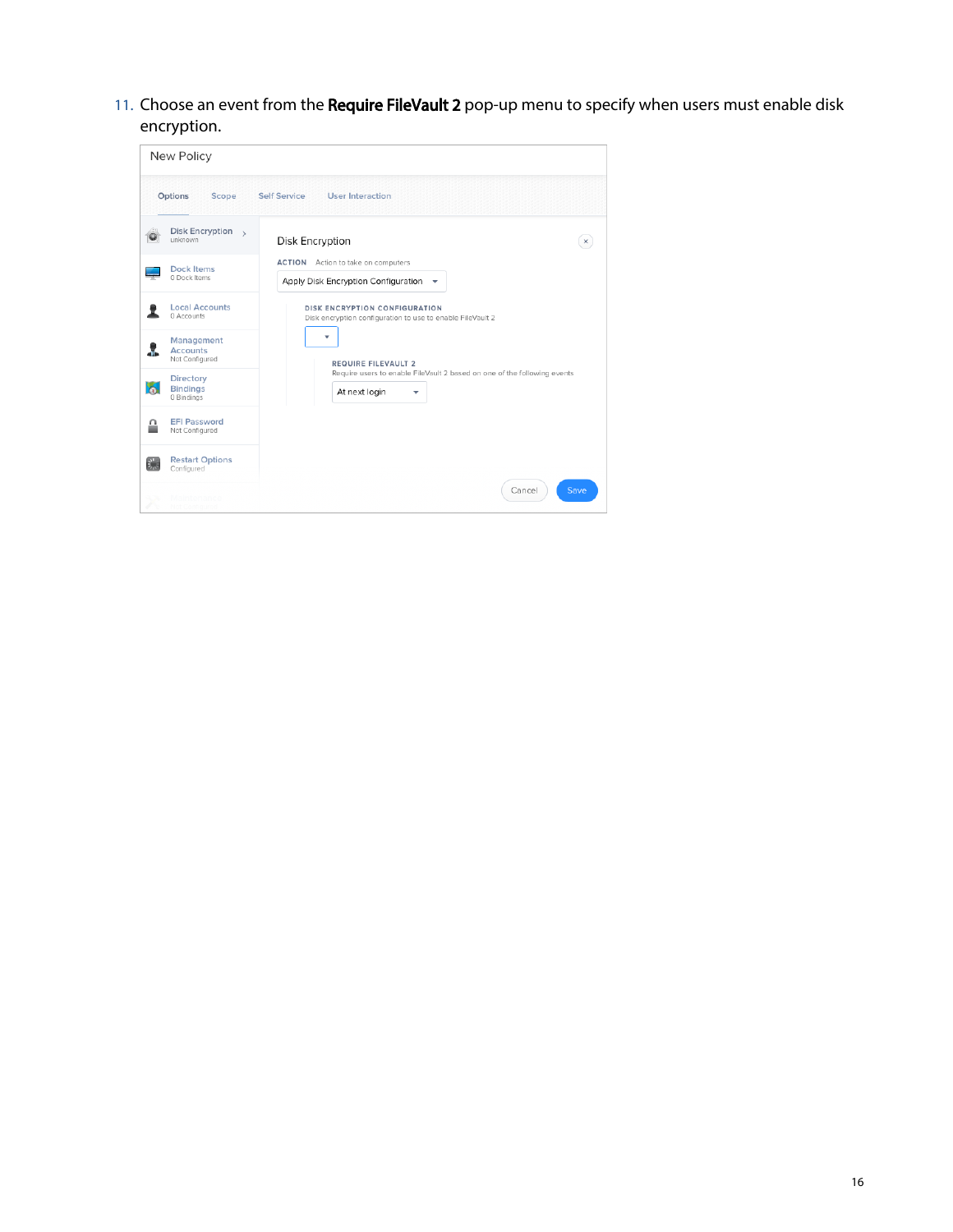11. Choose an event from the **Require FileVault 2** pop-up menu to specify when users must enable disk encryption.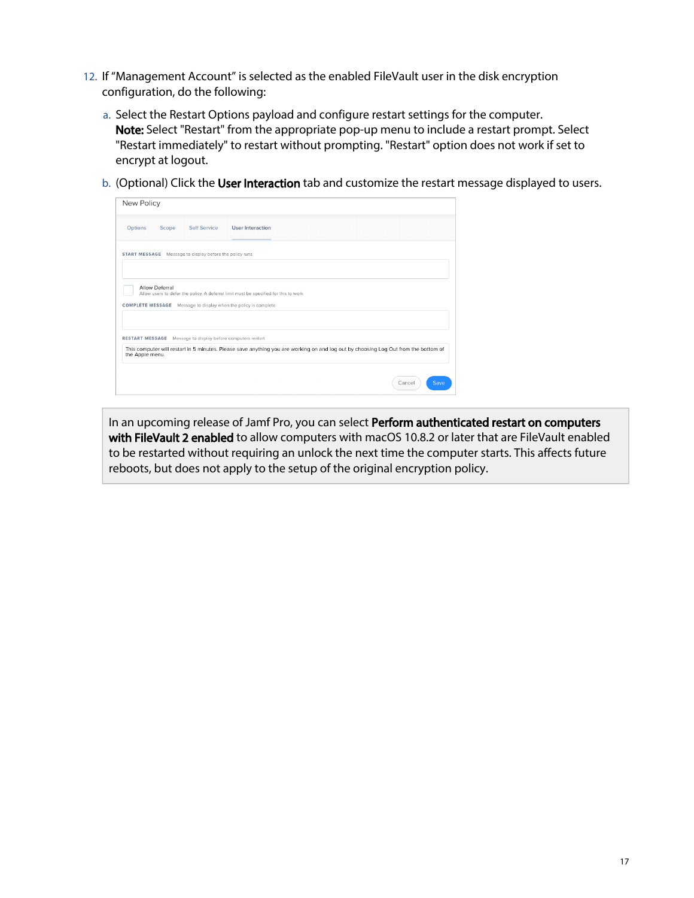12. If "Management Account" is selected as the enabled FileVault user in the disk encryption configuration, do the following:

    a. Select the Restart Options payload and configure restart settings for the computer.
    **Note:** Select "Restart" from the appropriate pop-up menu to include a restart prompt. Select "Restart immediately" to restart without prompting. "Restart" option does not work if set to encrypt at logout.

    b. (Optional) Click the **User Interaction** tab and customize the restart message displayed to users.

> In an upcoming release of Jamf Pro, you can select **Perform authenticated restart on computers with FileVault 2 enabled** to allow computers with macOS 10.8.2 or later that are FileVault enabled to be restarted without requiring an unlock the next time the computer starts. This affects future reboots, but does not apply to the setup of the original encryption policy.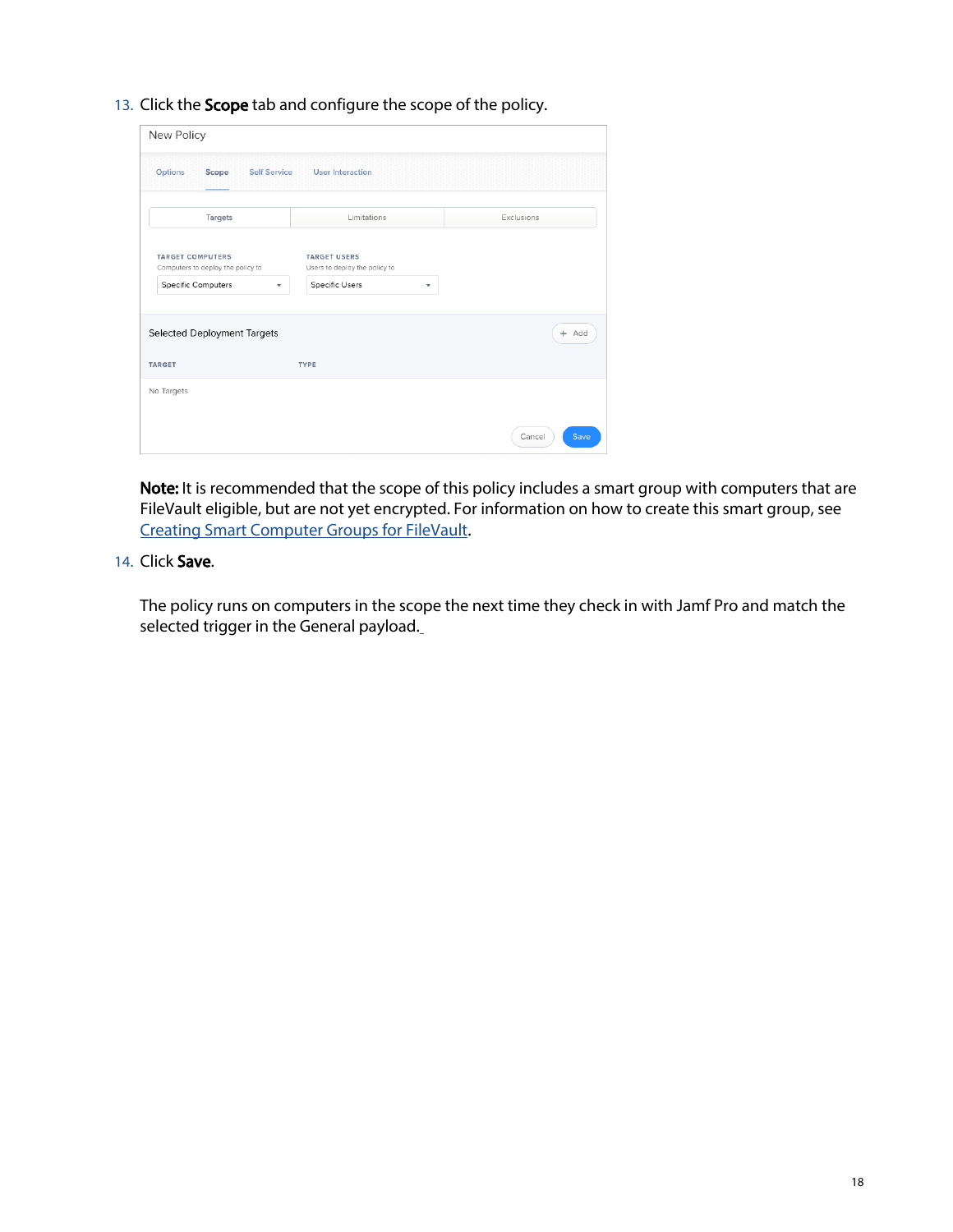13. Click the **Scope** tab and configure the scope of the policy.

    **Note:** It is recommended that the scope of this policy includes a smart group with computers that are FileVault eligible, but are not yet encrypted. For information on how to create this smart group, see [Creating Smart Computer Groups for FileVault](#).

14. Click **Save**.

    The policy runs on computers in the scope the next time they check in with Jamf Pro and match the selected trigger in the General payload.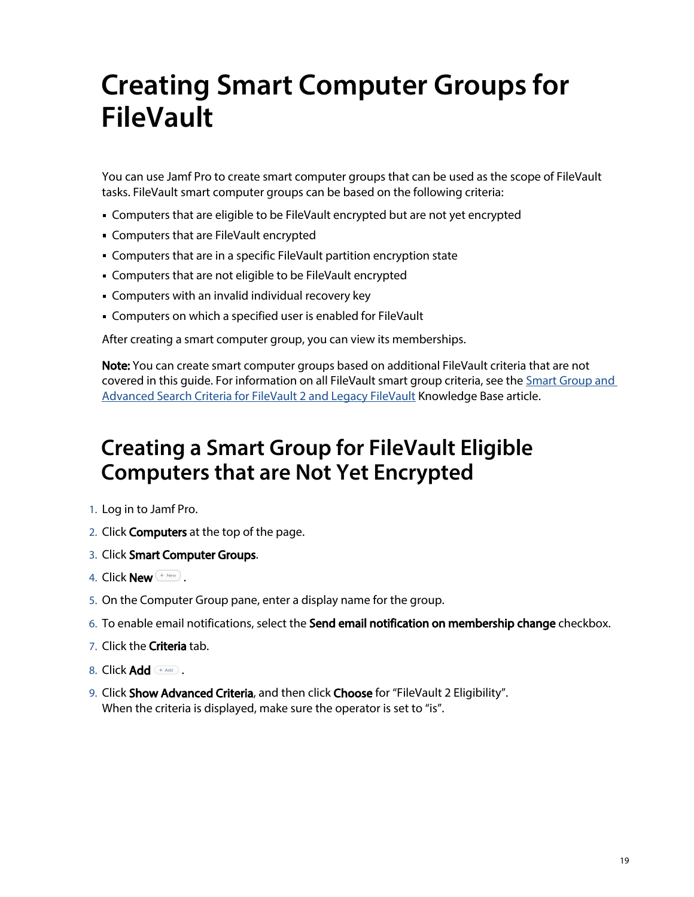# Creating Smart Computer Groups for FileVault

You can use Jamf Pro to create smart computer groups that can be used as the scope of FileVault tasks. FileVault smart computer groups can be based on the following criteria:

- Computers that are eligible to be FileVault encrypted but are not yet encrypted
- Computers that are FileVault encrypted
- Computers that are in a specific FileVault partition encryption state
- Computers that are not eligible to be FileVault encrypted
- Computers with an invalid individual recovery key
- Computers on which a specified user is enabled for FileVault

After creating a smart computer group, you can view its memberships.

**Note:** You can create smart computer groups based on additional FileVault criteria that are not covered in this guide. For information on all FileVault smart group criteria, see the Smart Group and Advanced Search Criteria for FileVault 2 and Legacy FileVault Knowledge Base article.

## Creating a Smart Group for FileVault Eligible Computers that are Not Yet Encrypted

1. Log in to Jamf Pro.
2. Click **Computers** at the top of the page.
3. Click **Smart Computer Groups**.
4. Click **New** .
5. On the Computer Group pane, enter a display name for the group.
6. To enable email notifications, select the **Send email notification on membership change** checkbox.
7. Click the **Criteria** tab.
8. Click **Add** .
9. Click **Show Advanced Criteria**, and then click **Choose** for “FileVault 2 Eligibility”.
   When the criteria is displayed, make sure the operator is set to “is”.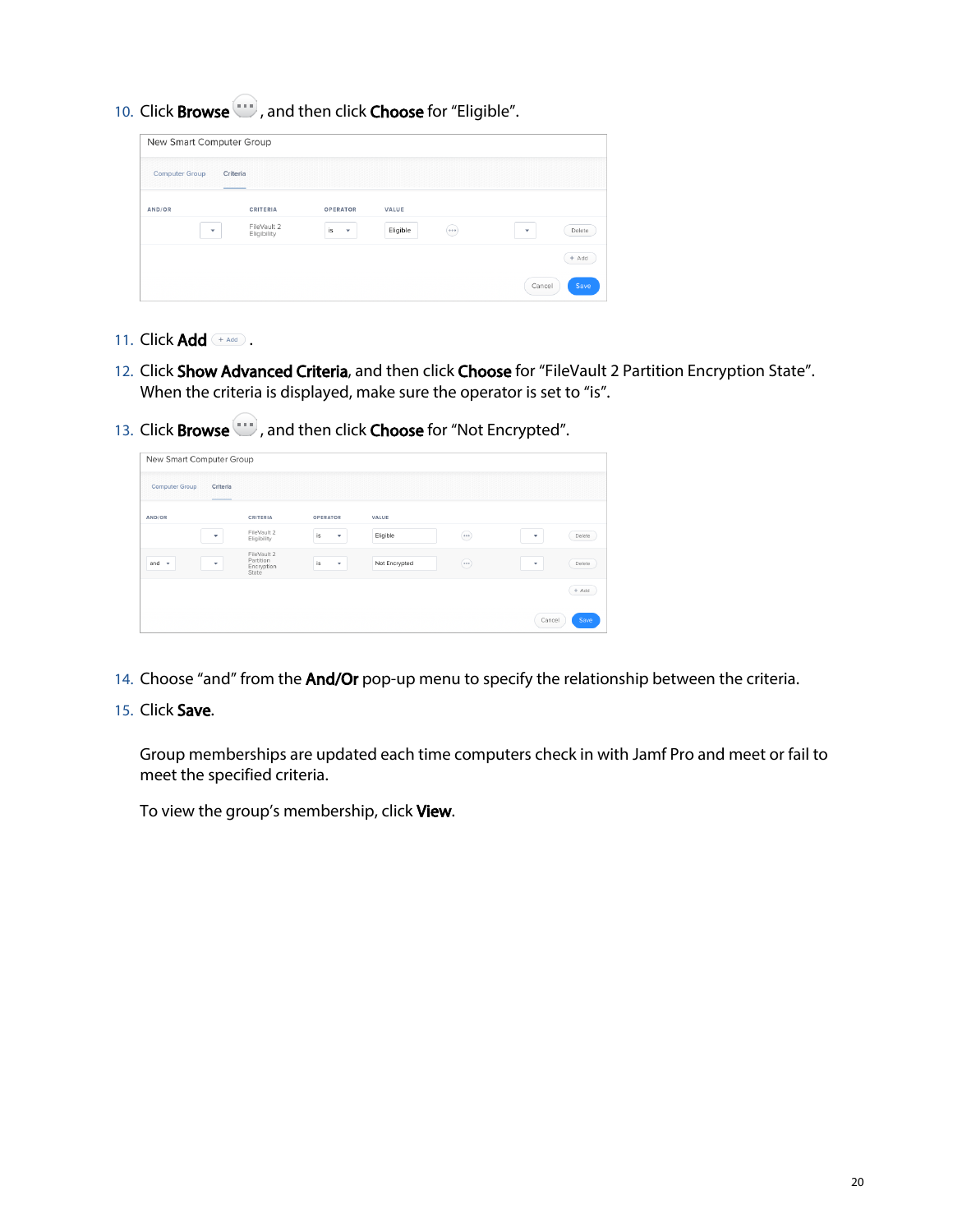10. Click **Browse**, and then click **Choose** for "Eligible".

11. Click **Add**.

12. Click **Show Advanced Criteria**, and then click **Choose** for "FileVault 2 Partition Encryption State". When the criteria is displayed, make sure the operator is set to "is".

13. Click **Browse**, and then click **Choose** for "Not Encrypted".

14. Choose "and" from the **And/Or** pop-up menu to specify the relationship between the criteria.

15. Click **Save**.

    Group memberships are updated each time computers check in with Jamf Pro and meet or fail to meet the specified criteria.

    To view the group's membership, click **View**.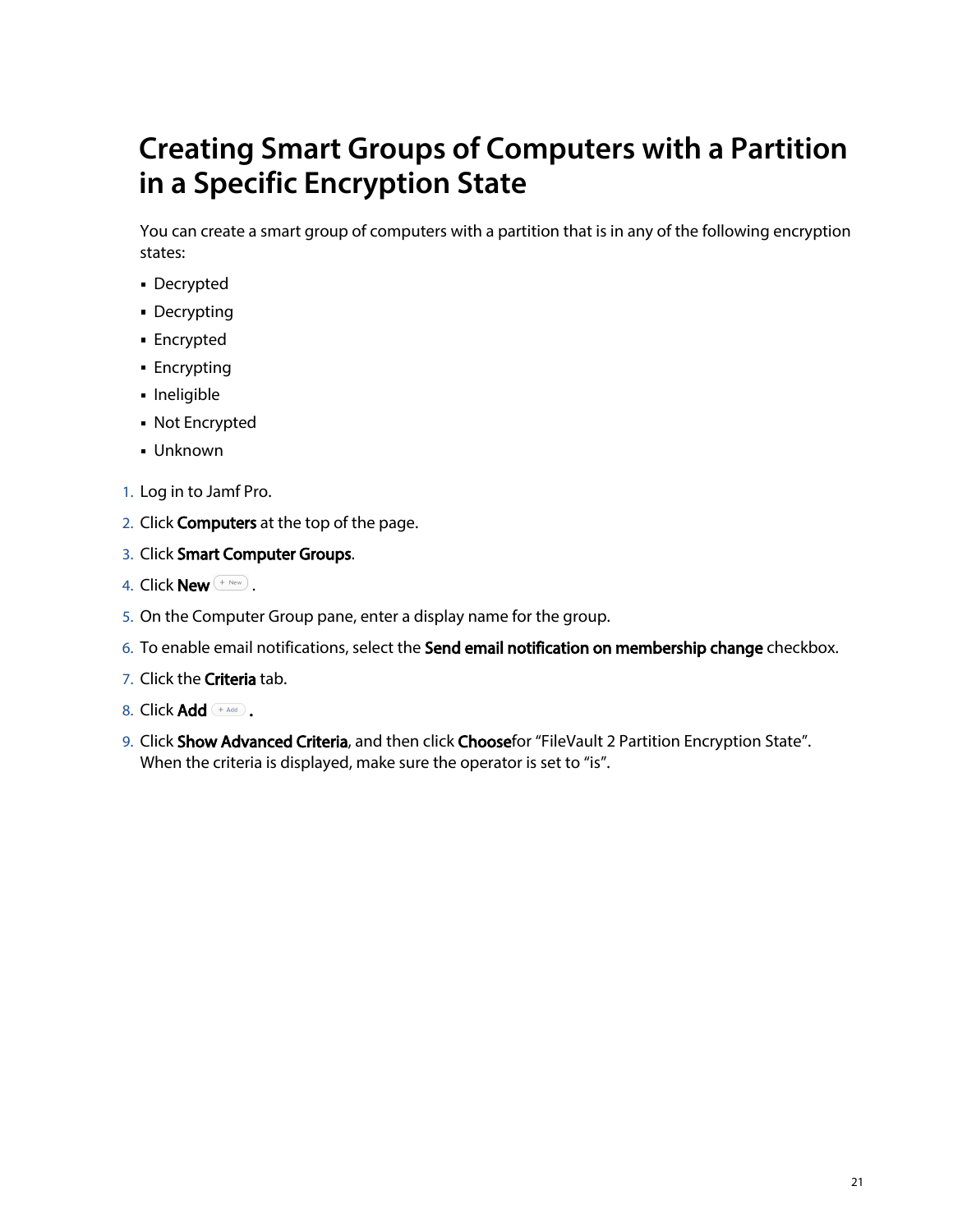# Creating Smart Groups of Computers with a Partition in a Specific Encryption State

You can create a smart group of computers with a partition that is in any of the following encryption states:

- Decrypted
- Decrypting
- Encrypted
- Encrypting
- Ineligible
- Not Encrypted
- Unknown

1. Log in to Jamf Pro.
2. Click **Computers** at the top of the page.
3. Click **Smart Computer Groups**.
4. Click **New** .
5. On the Computer Group pane, enter a display name for the group.
6. To enable email notifications, select the **Send email notification on membership change** checkbox.
7. Click the **Criteria** tab.
8. Click **Add** .
9. Click **Show Advanced Criteria**, and then click **Choose**for "FileVault 2 Partition Encryption State". When the criteria is displayed, make sure the operator is set to "is".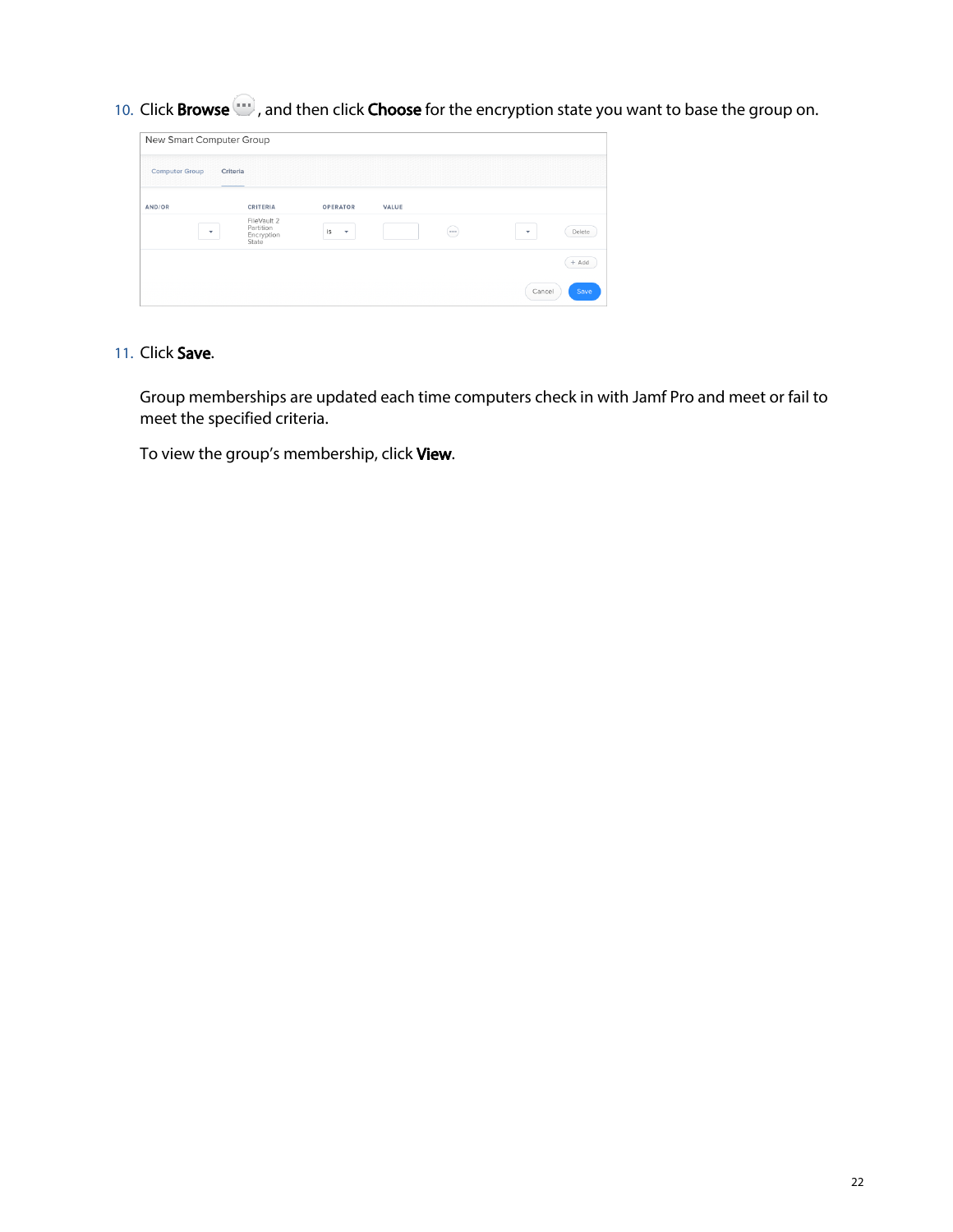10. Click **Browse** , and then click **Choose** for the encryption state you want to base the group on.

11. Click **Save**.

    Group memberships are updated each time computers check in with Jamf Pro and meet or fail to meet the specified criteria.

    To view the group's membership, click **View**.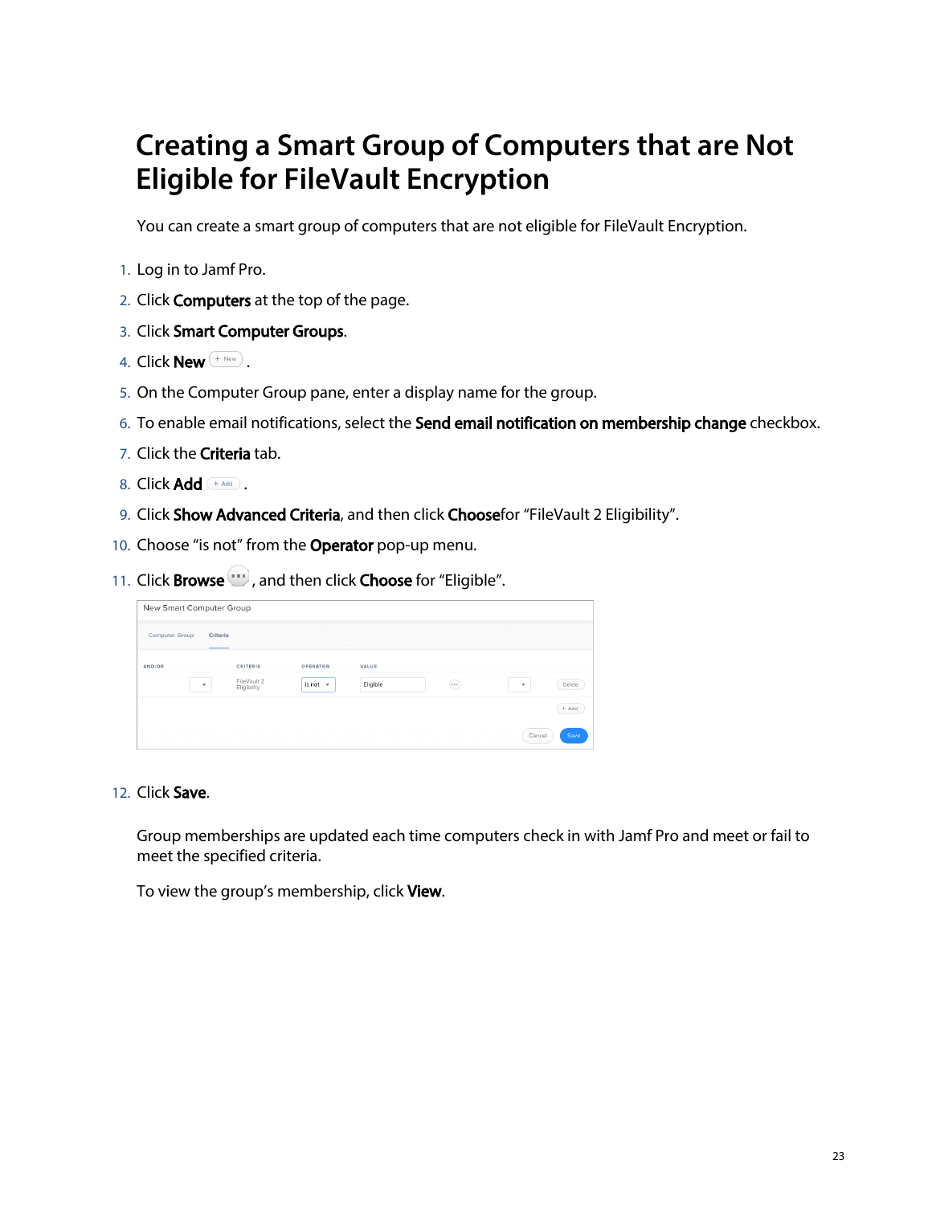# Creating a Smart Group of Computers that are Not Eligible for FileVault Encryption

You can create a smart group of computers that are not eligible for FileVault Encryption.

1. Log in to Jamf Pro.
2. Click **Computers** at the top of the page.
3. Click **Smart Computer Groups**.
4. Click **New** .
5. On the Computer Group pane, enter a display name for the group.
6. To enable email notifications, select the **Send email notification on membership change** checkbox.
7. Click the **Criteria** tab.
8. Click **Add** .
9. Click **Show Advanced Criteria**, and then click **Choose**for "FileVault 2 Eligibility".
10. Choose "is not" from the **Operator** pop-up menu.
11. Click **Browse** , and then click **Choose** for "Eligible".
12. Click **Save**.

Group memberships are updated each time computers check in with Jamf Pro and meet or fail to meet the specified criteria.

To view the group's membership, click **View**.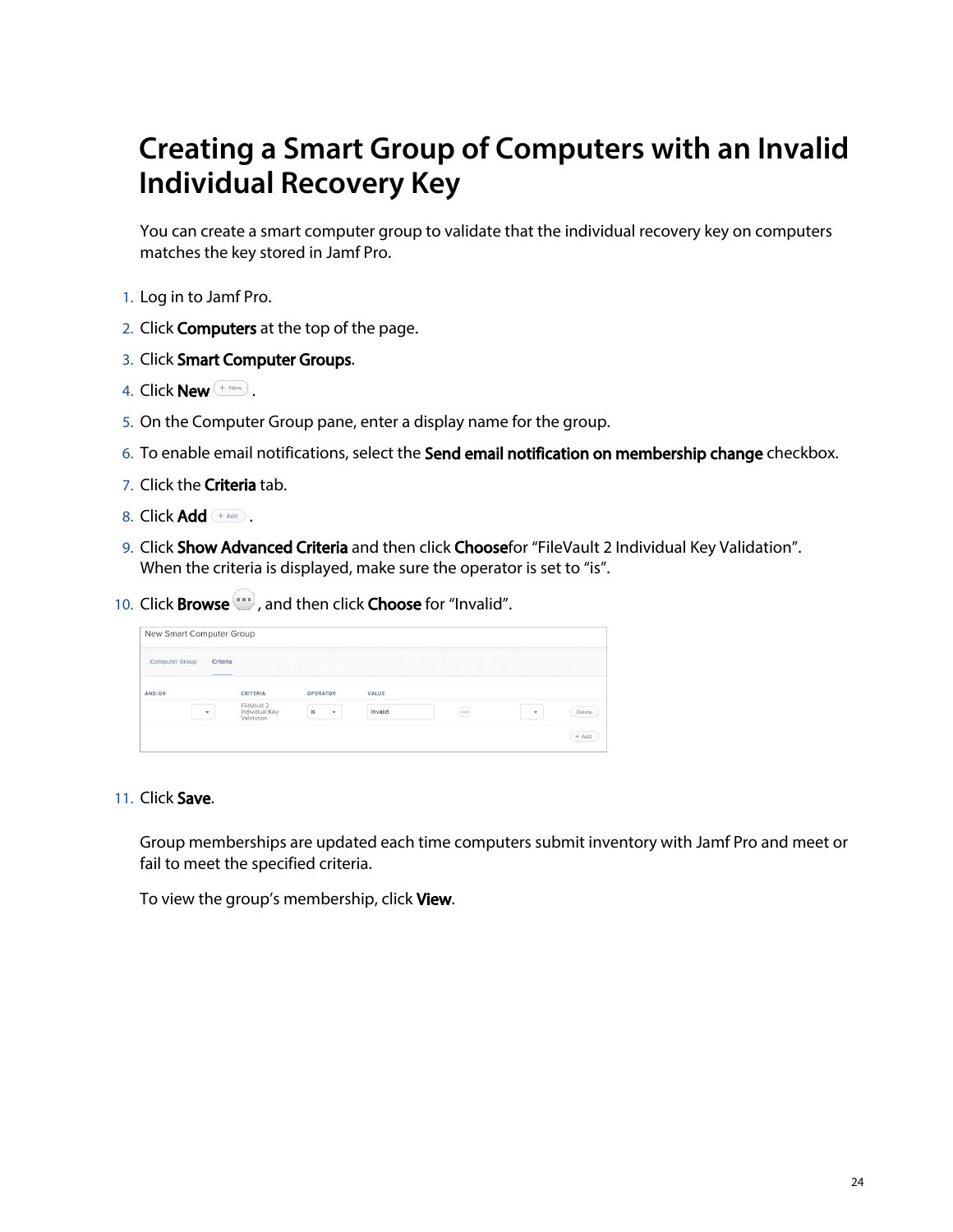# Creating a Smart Group of Computers with an Invalid Individual Recovery Key

You can create a smart computer group to validate that the individual recovery key on computers matches the key stored in Jamf Pro.

1. Log in to Jamf Pro.
2. Click **Computers** at the top of the page.
3. Click **Smart Computer Groups**.
4. Click **New** .
5. On the Computer Group pane, enter a display name for the group.
6. To enable email notifications, select the **Send email notification on membership change** checkbox.
7. Click the **Criteria** tab.
8. Click **Add** .
9. Click **Show Advanced Criteria** and then click **Choose**for "FileVault 2 Individual Key Validation". When the criteria is displayed, make sure the operator is set to "is".
10. Click **Browse** , and then click **Choose** for "Invalid".

11. Click **Save**.

Group memberships are updated each time computers submit inventory with Jamf Pro and meet or fail to meet the specified criteria.

To view the group's membership, click **View**.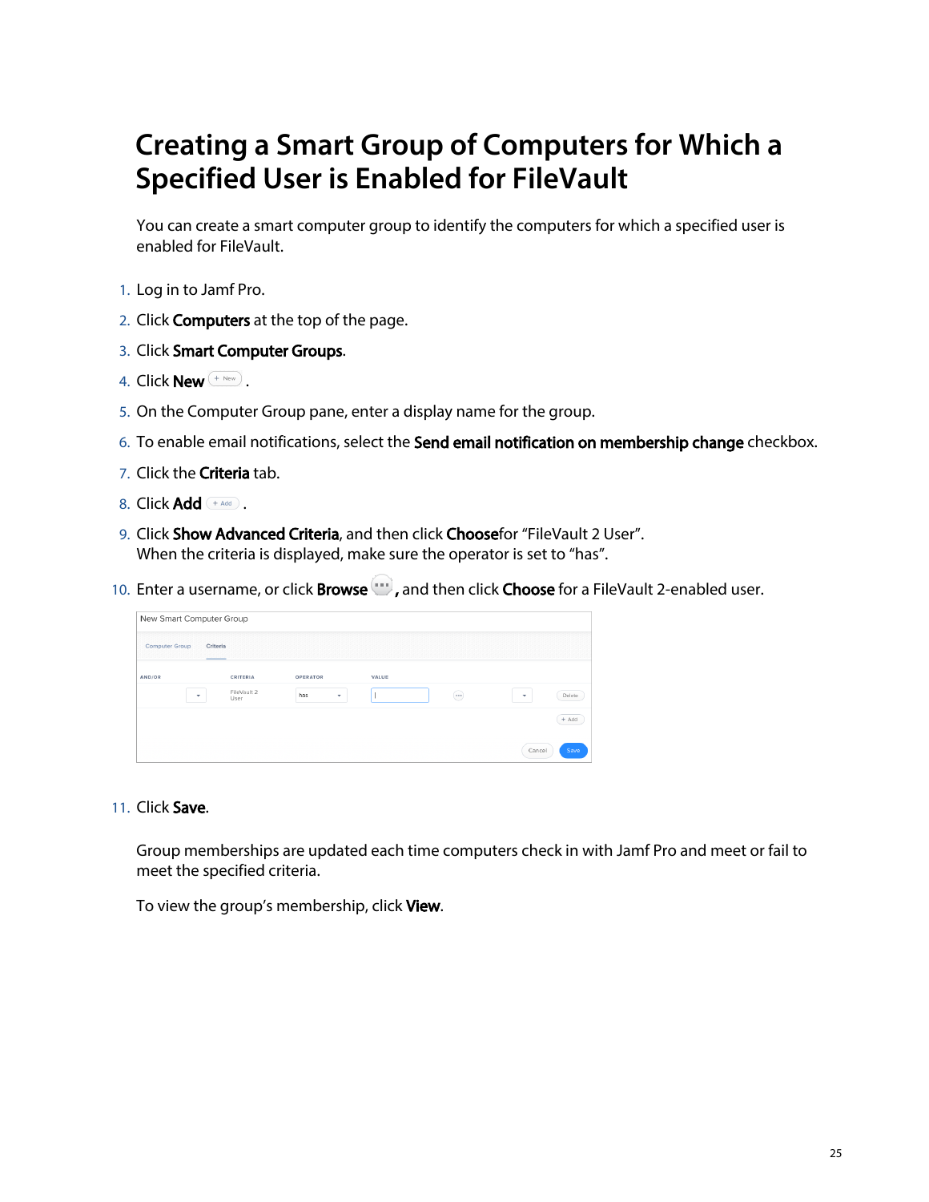# Creating a Smart Group of Computers for Which a Specified User is Enabled for FileVault

You can create a smart computer group to identify the computers for which a specified user is enabled for FileVault.

1. Log in to Jamf Pro.
2. Click **Computers** at the top of the page.
3. Click **Smart Computer Groups**.
4. Click **New** .
5. On the Computer Group pane, enter a display name for the group.
6. To enable email notifications, select the **Send email notification on membership change** checkbox.
7. Click the **Criteria** tab.
8. Click **Add** .
9. Click **Show Advanced Criteria**, and then click **Choose**for “FileVault 2 User”. When the criteria is displayed, make sure the operator is set to “has”.
10. Enter a username, or click **Browse** **,** and then click **Choose** for a FileVault 2-enabled user.
11. Click **Save**.

Group memberships are updated each time computers check in with Jamf Pro and meet or fail to meet the specified criteria.

To view the group’s membership, click **View**.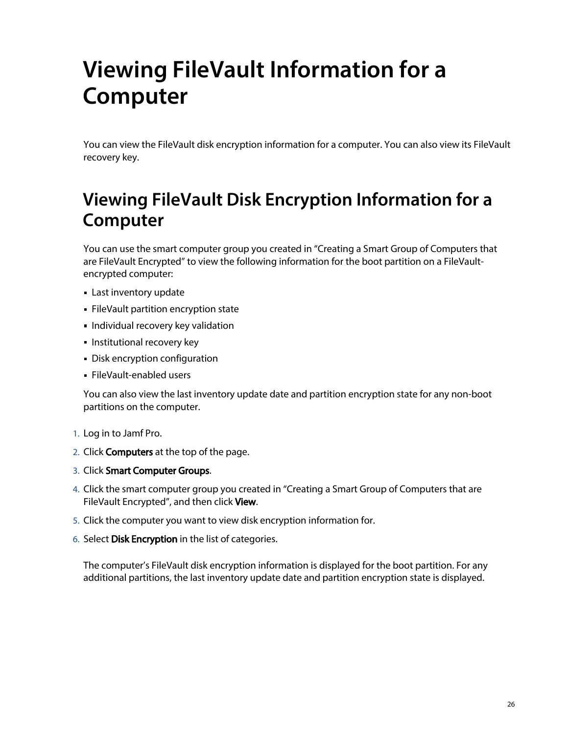# Viewing FileVault Information for a Computer

You can view the FileVault disk encryption information for a computer. You can also view its FileVault recovery key.

## Viewing FileVault Disk Encryption Information for a Computer

You can use the smart computer group you created in "Creating a Smart Group of Computers that are FileVault Encrypted" to view the following information for the boot partition on a FileVault-encrypted computer:

- Last inventory update
- FileVault partition encryption state
- Individual recovery key validation
- Institutional recovery key
- Disk encryption configuration
- FileVault-enabled users

You can also view the last inventory update date and partition encryption state for any non-boot partitions on the computer.

1. Log in to Jamf Pro.
2. Click **Computers** at the top of the page.
3. Click **Smart Computer Groups**.
4. Click the smart computer group you created in "Creating a Smart Group of Computers that are FileVault Encrypted", and then click **View**.
5. Click the computer you want to view disk encryption information for.
6. Select **Disk Encryption** in the list of categories.

The computer's FileVault disk encryption information is displayed for the boot partition. For any additional partitions, the last inventory update date and partition encryption state is displayed.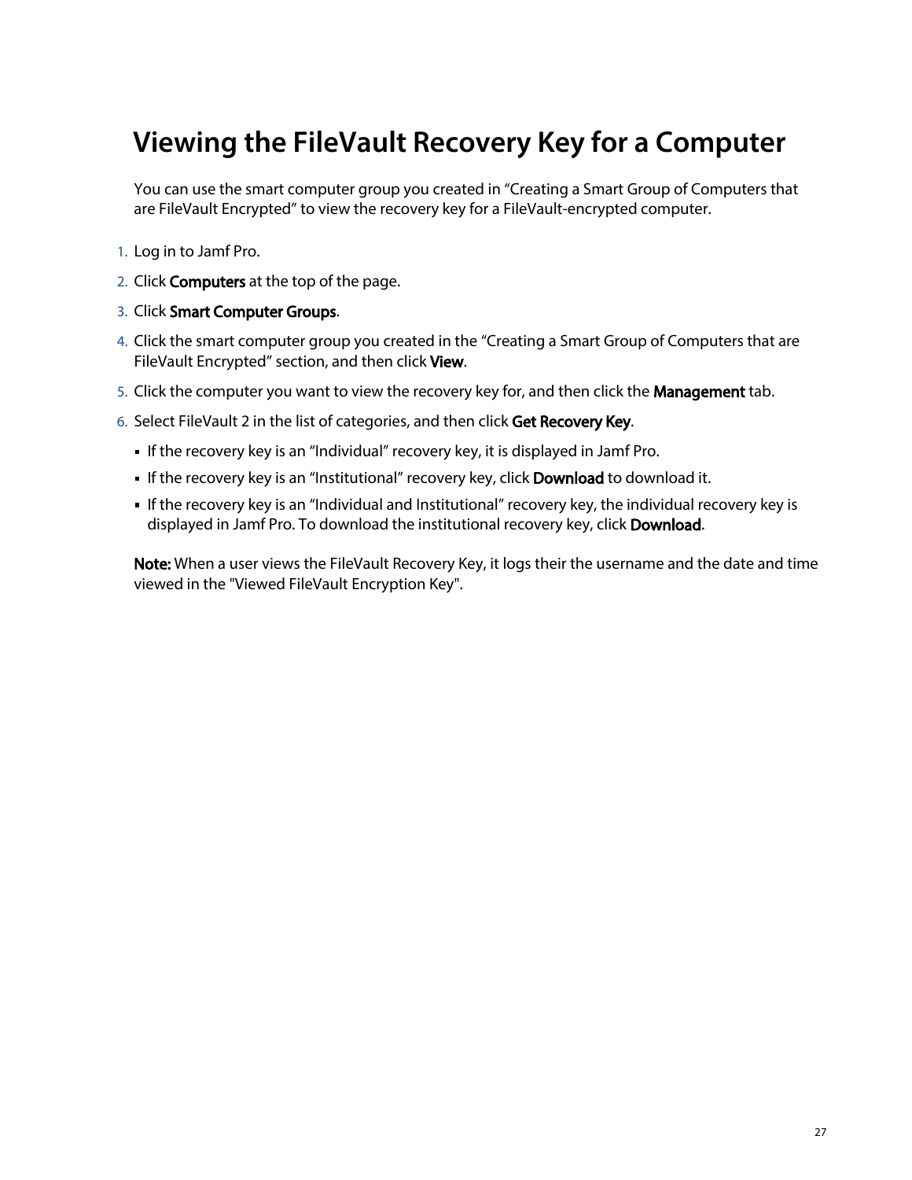# Viewing the FileVault Recovery Key for a Computer

You can use the smart computer group you created in "Creating a Smart Group of Computers that are FileVault Encrypted" to view the recovery key for a FileVault-encrypted computer.

1. Log in to Jamf Pro.
2. Click **Computers** at the top of the page.
3. Click **Smart Computer Groups**.
4. Click the smart computer group you created in the "Creating a Smart Group of Computers that are FileVault Encrypted" section, and then click **View**.
5. Click the computer you want to view the recovery key for, and then click the **Management** tab.
6. Select FileVault 2 in the list of categories, and then click **Get Recovery Key**.
   - If the recovery key is an "Individual" recovery key, it is displayed in Jamf Pro.
   - If the recovery key is an "Institutional" recovery key, click **Download** to download it.
   - If the recovery key is an "Individual and Institutional" recovery key, the individual recovery key is displayed in Jamf Pro. To download the institutional recovery key, click **Download**.

**Note:** When a user views the FileVault Recovery Key, it logs their the username and the date and time viewed in the "Viewed FileVault Encryption Key".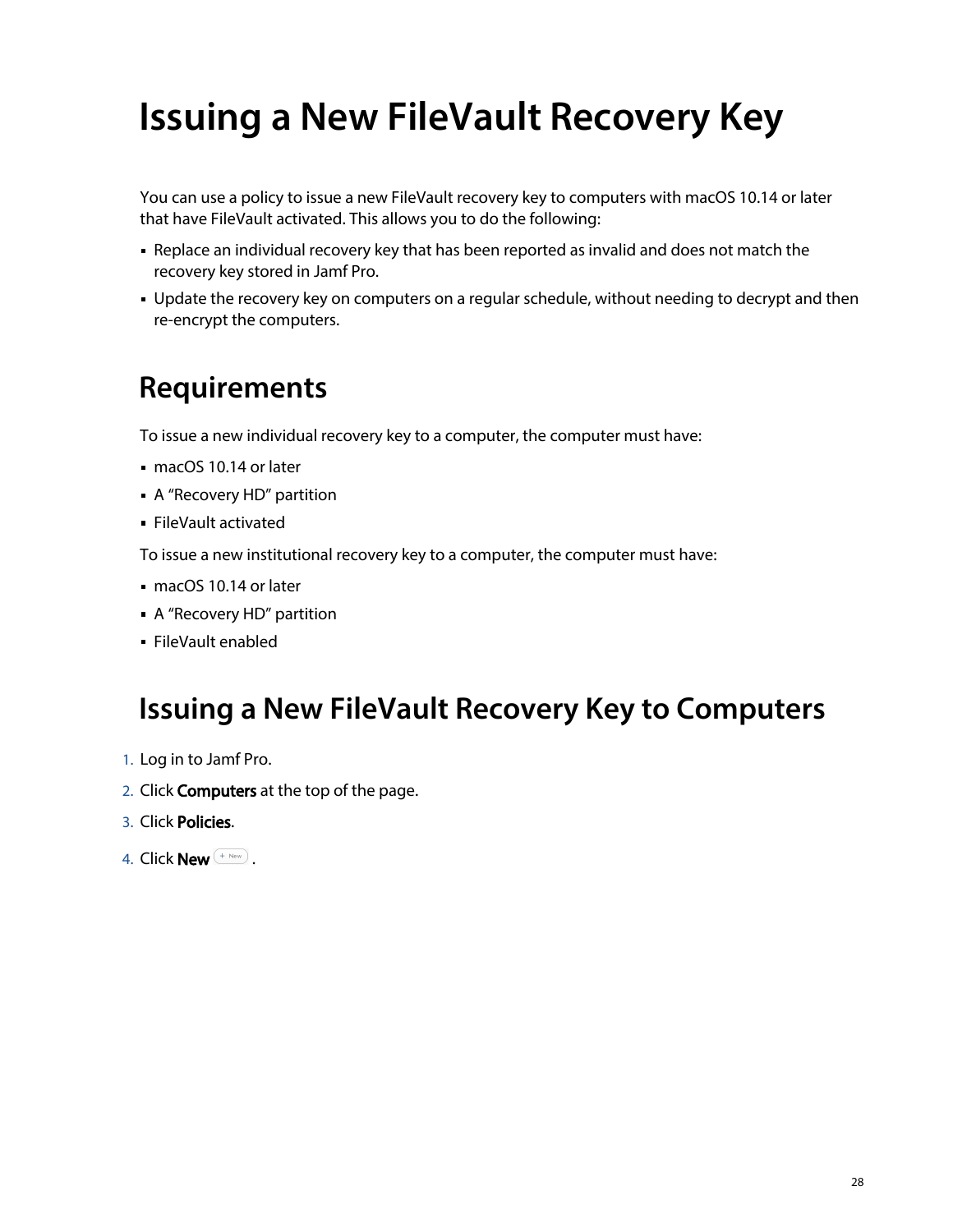# Issuing a New FileVault Recovery Key

You can use a policy to issue a new FileVault recovery key to computers with macOS 10.14 or later that have FileVault activated. This allows you to do the following:

- Replace an individual recovery key that has been reported as invalid and does not match the recovery key stored in Jamf Pro.
- Update the recovery key on computers on a regular schedule, without needing to decrypt and then re-encrypt the computers.

## Requirements

To issue a new individual recovery key to a computer, the computer must have:

- macOS 10.14 or later
- A “Recovery HD” partition
- FileVault activated

To issue a new institutional recovery key to a computer, the computer must have:

- macOS 10.14 or later
- A “Recovery HD” partition
- FileVault enabled

## Issuing a New FileVault Recovery Key to Computers

1. Log in to Jamf Pro.
2. Click **Computers** at the top of the page.
3. Click **Policies**.
4. Click **New** .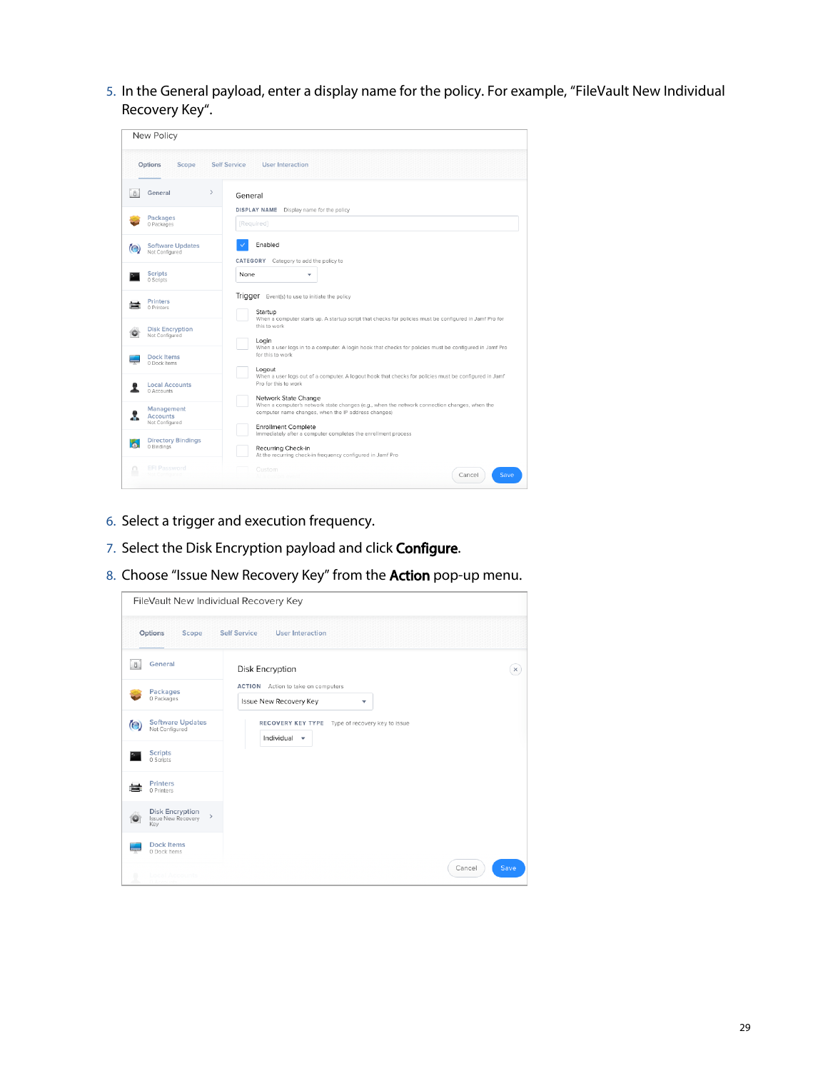5. In the General payload, enter a display name for the policy. For example, “FileVault New Individual Recovery Key“.

6. Select a trigger and execution frequency.
7. Select the Disk Encryption payload and click **Configure**.
8. Choose “Issue New Recovery Key” from the **Action** pop-up menu.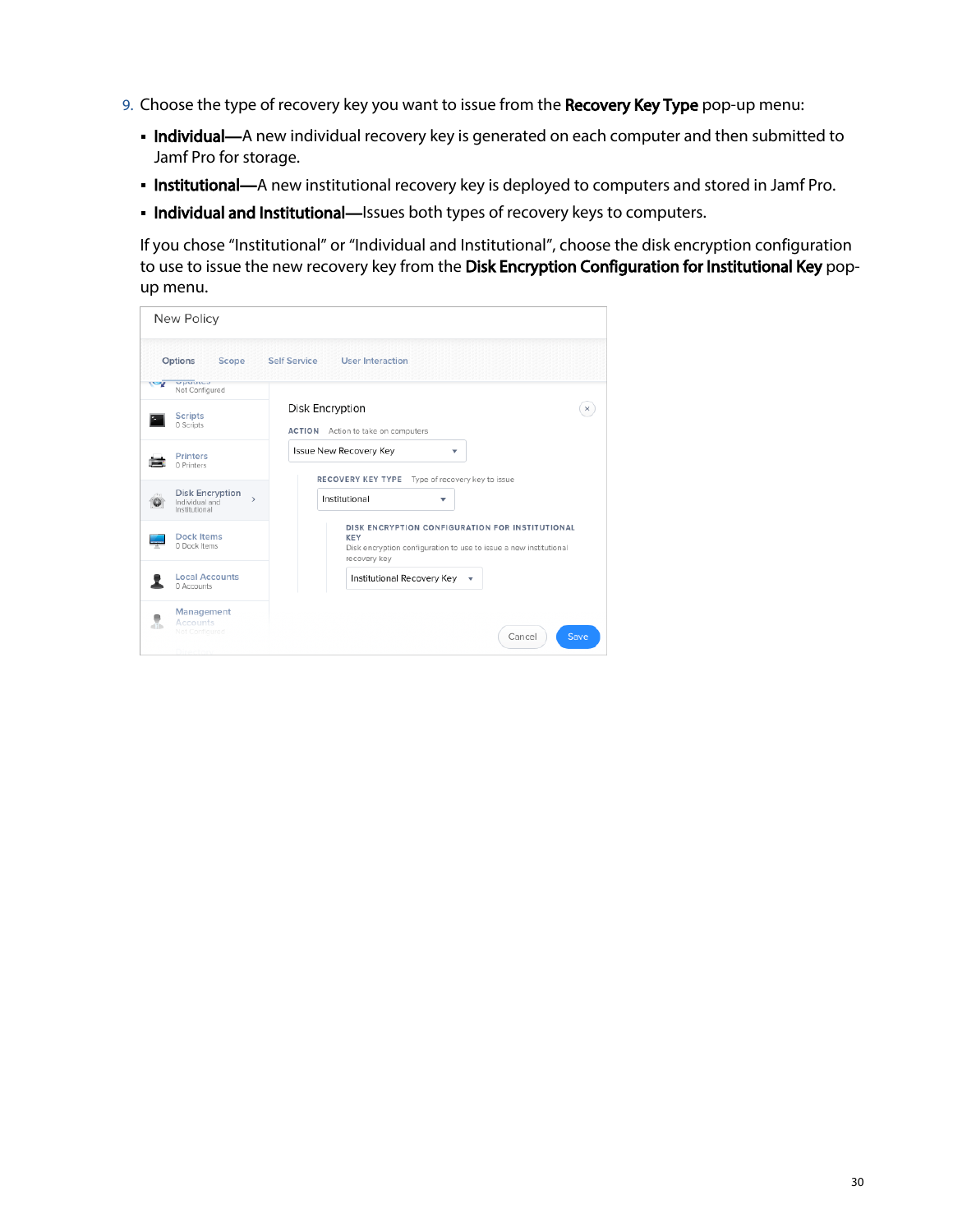9. Choose the type of recovery key you want to issue from the **Recovery Key Type** pop-up menu:

   - **Individual**—A new individual recovery key is generated on each computer and then submitted to Jamf Pro for storage.
   - **Institutional**—A new institutional recovery key is deployed to computers and stored in Jamf Pro.
   - **Individual and Institutional**—Issues both types of recovery keys to computers.

   If you chose "Institutional" or "Individual and Institutional", choose the disk encryption configuration to use to issue the new recovery key from the **Disk Encryption Configuration for Institutional Key** pop-up menu.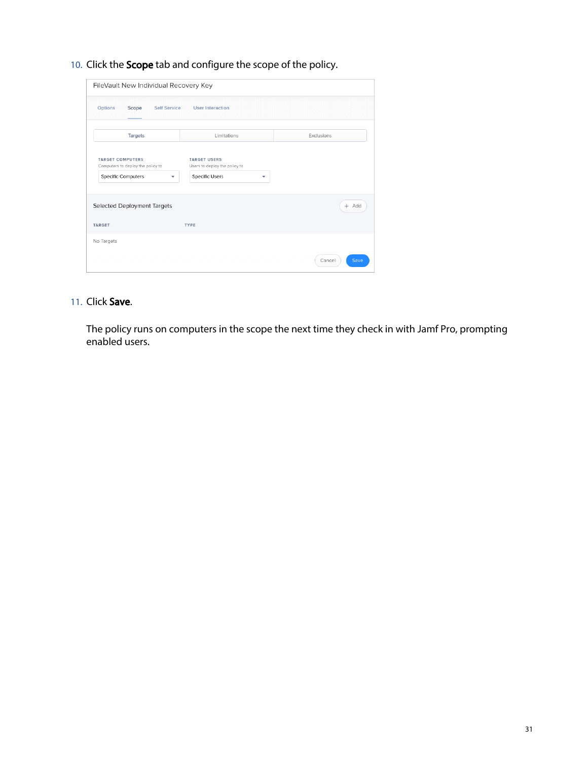10. Click the **Scope** tab and configure the scope of the policy.

11. Click **Save**.

    The policy runs on computers in the scope the next time they check in with Jamf Pro, prompting enabled users.